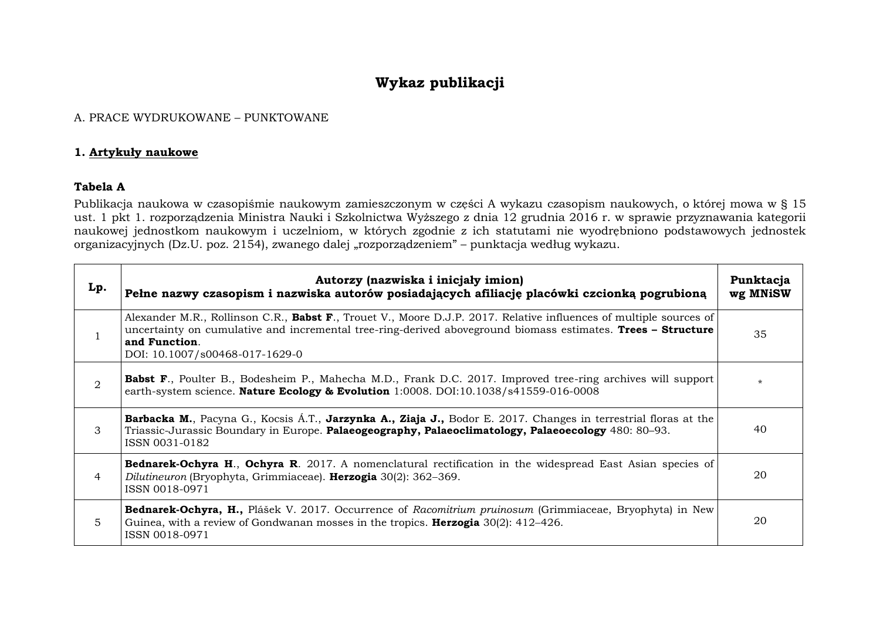# Wykaz publikacji

A. PRACE WYDRUKOWANE – PUNKTOWANE

### 1. Artykuły naukowe

**Tabela A**

Publikacja naukowa w czasopiśmie naukowym zamieszczonym w części A wykazu czasopism naukowych, o której mowa w § 15 ust. 1 pkt 1. rozporządzenia Ministra Nauki i Szkolnictwa Wyższego z dnia 12 grudnia 2016 r. w sprawie przyznawania kategorii naukowej jednostkom naukowym i uczelniom, w których zgodnie z ich statutami nie wyodrębniono podstawowych jednostek organizacyjnych (Dz.U. poz. 2154), zwanego dalej „rozporządzeniem" – punktacja według wykazu.

| Lp. | Autorzy (nazwiska i inicjały imion)<br>Pełne nazwy czasopism i nazwiska autorów posiadających afiliację placówki czcionką pogrubioną | Punktacja wg MNiSW |
|---|---|---|
| 1 | Alexander M.R., Rollinson C.R., **Babst F**., Trouet V., Moore D.J.P. 2017. Relative influences of multiple sources of uncertainty on cumulative and incremental tree-ring-derived aboveground biomass estimates. **Trees – Structure and Function**.<br>DOI: 10.1007/s00468-017-1629-0 | 35 |
| 2 | **Babst F**., Poulter B., Bodesheim P., Mahecha M.D., Frank D.C. 2017. Improved tree-ring archives will support earth-system science. **Nature Ecology & Evolution** 1:0008. DOI:10.1038/s41559-016-0008 | * |
| 3 | **Barbacka M.**, Pacyna G., Kocsis Á.T., **Jarzynka A., Ziaja J.,** Bodor E. 2017. Changes in terrestrial floras at the Triassic-Jurassic Boundary in Europe. **Palaeogeography, Palaeoclimatology, Palaeoecology** 480: 80–93.<br>ISSN 0031-0182 | 40 |
| 4 | **Bednarek-Ochyra H**., **Ochyra R**. 2017. A nomenclatural rectification in the widespread East Asian species of *Dilutineuron* (Bryophyta, Grimmiaceae). **Herzogia** 30(2): 362–369.<br>ISSN 0018-0971 | 20 |
| 5 | **Bednarek-Ochyra, H.,** Plášek V. 2017. Occurrence of *Racomitrium pruinosum* (Grimmiaceae, Bryophyta) in New Guinea, with a review of Gondwanan mosses in the tropics. **Herzogia** 30(2): 412–426.<br>ISSN 0018-0971 | 20 |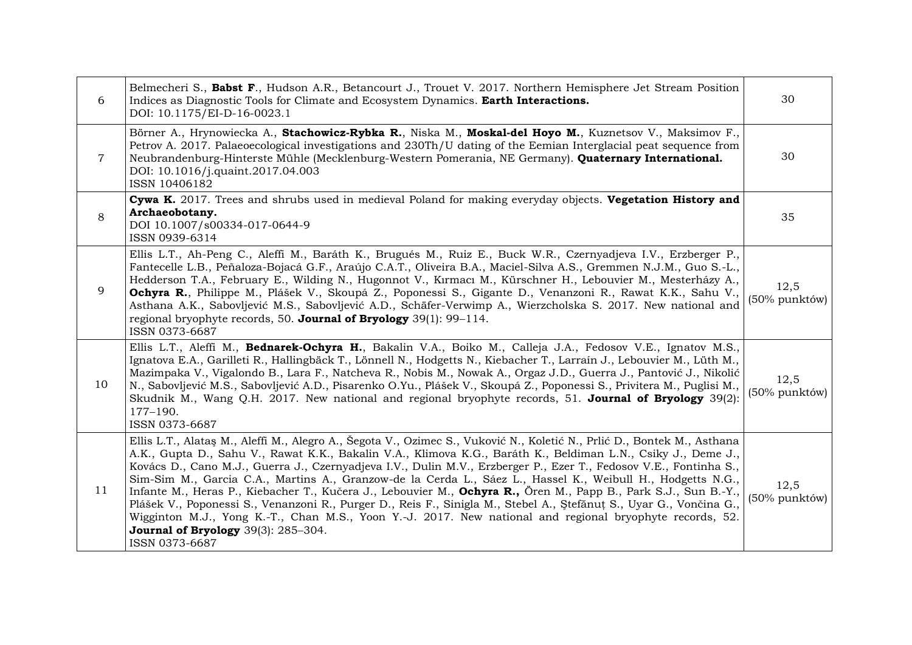| | | |
|---|---|---|
| 6 | Belmecheri S., **Babst F**., Hudson A.R., Betancourt J., Trouet V. 2017. Northern Hemisphere Jet Stream Position Indices as Diagnostic Tools for Climate and Ecosystem Dynamics. **Earth Interactions.**<br>DOI: 10.1175/EI-D-16-0023.1 | 30 |
| 7 | Börner A., Hrynowiecka A., **Stachowicz-Rybka R.**, Niska M., **Moskal-del Hoyo M.**, Kuznetsov V., Maksimov F., Petrov A. 2017. Palaeoecological investigations and 230Th/U dating of the Eemian Interglacial peat sequence from Neubrandenburg-Hinterste Mühle (Mecklenburg-Western Pomerania, NE Germany). **Quaternary International.**<br>DOI: 10.1016/j.quaint.2017.04.003<br>ISSN 10406182 | 30 |
| 8 | **Cywa K.** 2017. Trees and shrubs used in medieval Poland for making everyday objects. **Vegetation History and Archaeobotany.**<br>DOI 10.1007/s00334-017-0644-9<br>ISSN 0939-6314 | 35 |
| 9 | Ellis L.T., Ah-Peng C., Aleffi M., Baráth K., Brugués M., Ruiz E., Buck W.R., Czernyadjeva I.V., Erzberger P., Fantecelle L.B., Peñaloza-Bojacá G.F., Araújo C.A.T., Oliveira B.A., Maciel-Silva A.S., Gremmen N.J.M., Guo S.-L., Hedderson T.A., February E., Wilding N., Hugonnot V., Kırmacı M., Kürschner H., Lebouvier M., Mesterházy A., **Ochyra R.**, Philippe M., Plášek V., Skoupá Z., Poponessi S., Gigante D., Venanzoni R., Rawat K.K., Sahu V., Asthana A.K., Sabovljević M.S., Sabovljević A.D., Schäfer-Verwimp A., Wierzcholska S. 2017. New national and regional bryophyte records, 50. **Journal of Bryology** 39(1): 99–114.<br>ISSN 0373-6687 | 12,5<br>(50% punktów) |
| 10 | Ellis L.T., Aleffi M., **Bednarek-Ochyra H.**, Bakalin V.A., Boiko M., Calleja J.A., Fedosov V.E., Ignatov M.S., Ignatova E.A., Garilleti R., Hallingbäck T., Lönnell N., Hodgetts N., Kiebacher T., Larraín J., Lebouvier M., Lüth M., Mazimpaka V., Vigalondo B., Lara F., Natcheva R., Nobis M., Nowak A., Orgaz J.D., Guerra J., Pantović J., Nikolić N., Sabovljević M.S., Sabovljević A.D., Pisarenko O.Yu., Plášek V., Skoupá Z., Poponessi S., Privitera M., Puglisi M., Skudnik M., Wang Q.H. 2017. New national and regional bryophyte records, 51. **Journal of Bryology** 39(2): 177–190.<br>ISSN 0373-6687 | 12,5<br>(50% punktów) |
| 11 | Ellis L.T., Alataş M., Aleffi M., Alegro A., Šegota V., Ozimec S., Vuković N., Koletić N., Prlić D., Bontek M., Asthana A.K., Gupta D., Sahu V., Rawat K.K., Bakalin V.A., Klimova K.G., Baráth K., Beldiman L.N., Csiky J., Deme J., Kovács D., Cano M.J., Guerra J., Czernyadjeva I.V., Dulin M.V., Erzberger P., Ezer T., Fedosov V.E., Fontinha S., Sim-Sim M., Garcia C.A., Martins A., Granzow-de la Cerda L., Sáez L., Hassel K., Weibull H., Hodgetts N.G., Infante M., Heras P., Kiebacher T., Kučera J., Lebouvier M., **Ochyra R.,** Ören M., Papp B., Park S.J., Sun B.-Y., Plášek V., Poponessi S., Venanzoni R., Purger D., Reis F., Sinigla M., Stebel A., Ştefănuţ S., Uyar G., Vončina G., Wigginton M.J., Yong K.-T., Chan M.S., Yoon Y.-J. 2017. New national and regional bryophyte records, 52. **Journal of Bryology** 39(3): 285–304.<br>ISSN 0373-6687 | 12,5<br>(50% punktów) |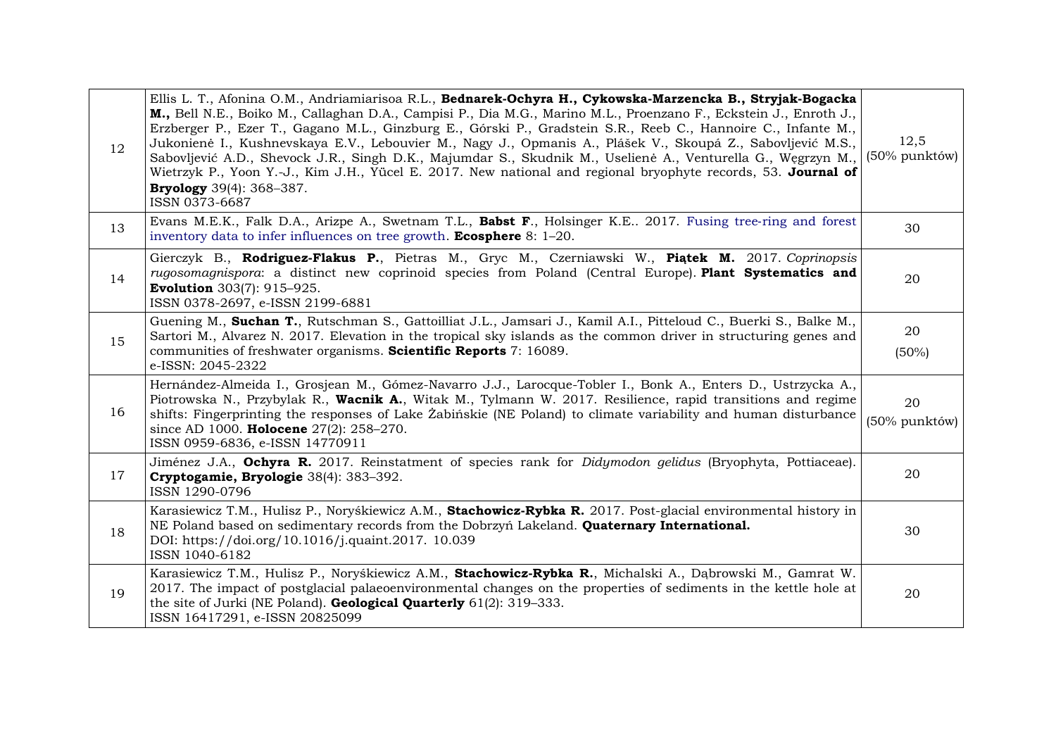| | | |
|---|---|---|
| 12 | Ellis L. T., Afonina O.M., Andriamiarisoa R.L., **Bednarek-Ochyra H., Cykowska-Marzencka B., Stryjak-Bogacka M.,** Bell N.E., Boiko M., Callaghan D.A., Campisi P., Dia M.G., Marino M.L., Proenzano F., Eckstein J., Enroth J., Erzberger P., Ezer T., Gagano M.L., Ginzburg E., Górski P., Gradstein S.R., Reeb C., Hannoire C., Infante M., Jukonienė I., Kushnevskaya E.V., Lebouvier M., Nagy J., Opmanis A., Plášek V., Skoupá Z., Sabovljević M.S., Sabovljević A.D., Shevock J.R., Singh D.K., Majumdar S., Skudnik M., Uselienė A., Venturella G., Węgrzyn M., Wietrzyk P., Yoon Y.-J., Kim J.H., Yücel E. 2017. New national and regional bryophyte records, 53. **Journal of Bryology** 39(4): 368–387.<br>ISSN 0373-6687 | 12,5<br>(50% punktów) |
| 13 | Evans M.E.K., Falk D.A., Arizpe A., Swetnam T.L., **Babst F**., Holsinger K.E.. 2017. Fusing tree-ring and forest inventory data to infer influences on tree growth. **Ecosphere** 8: 1–20. | 30 |
| 14 | Gierczyk B., **Rodriguez-Flakus P.**, Pietras M., Gryc M., Czerniawski W., **Piątek M.** 2017. *Coprinopsis rugosomagnispora*: a distinct new coprinoid species from Poland (Central Europe). **Plant Systematics and Evolution** 303(7): 915–925.<br>ISSN 0378-2697, e-ISSN 2199-6881 | 20 |
| 15 | Guening M., **Suchan T.**, Rutschman S., Gattoilliat J.L., Jamsari J., Kamil A.I., Pitteloud C., Buerki S., Balke M., Sartori M., Alvarez N. 2017. Elevation in the tropical sky islands as the common driver in structuring genes and communities of freshwater organisms. **Scientific Reports** 7: 16089.<br>e-ISSN: 2045-2322 | 20<br>(50%) |
| 16 | Hernández-Almeida I., Grosjean M., Gómez-Navarro J.J., Larocque-Tobler I., Bonk A., Enters D., Ustrzycka A., Piotrowska N., Przybylak R., **Wacnik A.**, Witak M., Tylmann W. 2017. Resilience, rapid transitions and regime shifts: Fingerprinting the responses of Lake Żabińskie (NE Poland) to climate variability and human disturbance since AD 1000. **Holocene** 27(2): 258–270.<br>ISSN 0959-6836, e-ISSN 14770911 | 20<br>(50% punktów) |
| 17 | Jiménez J.A., **Ochyra R.** 2017. Reinstatment of species rank for *Didymodon gelidus* (Bryophyta, Pottiaceae). **Cryptogamie, Bryologie** 38(4): 383–392.<br>ISSN 1290-0796 | 20 |
| 18 | Karasiewicz T.M., Hulisz P., Noryśkiewicz A.M., **Stachowicz-Rybka R.** 2017. Post-glacial environmental history in NE Poland based on sedimentary records from the Dobrzyń Lakeland. **Quaternary International.**<br>DOI: https://doi.org/10.1016/j.quaint.2017. 10.039<br>ISSN 1040-6182 | 30 |
| 19 | Karasiewicz T.M., Hulisz P., Noryśkiewicz A.M., **Stachowicz-Rybka R.**, Michalski A., Dąbrowski M., Gamrat W. 2017. The impact of postglacial palaeoenvironmental changes on the properties of sediments in the kettle hole at the site of Jurki (NE Poland). **Geological Quarterly** 61(2): 319–333.<br>ISSN 16417291, e-ISSN 20825099 | 20 |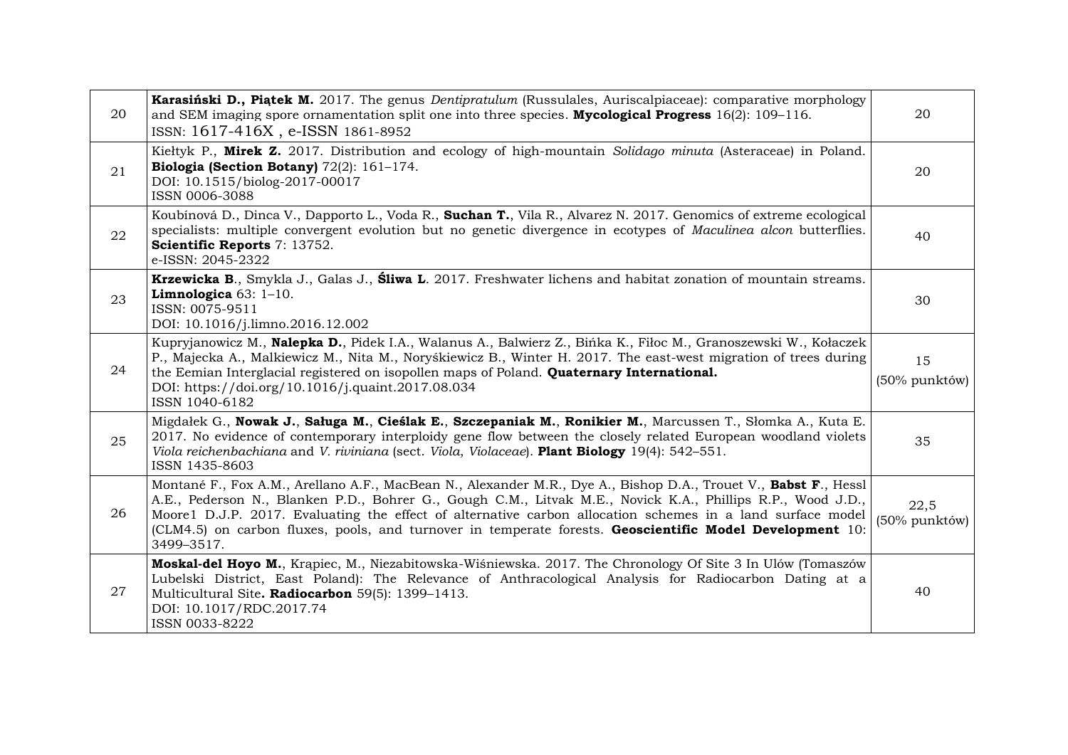| | | |
|---|---|---|
| 20 | **Karasiński D., Piątek M.** 2017. The genus *Dentipratulum* (Russulales, Auriscalpiaceae): comparative morphology and SEM imaging spore ornamentation split one into three species. **Mycological Progress** 16(2): 109–116.<br>ISSN: 1617-416X , e-ISSN 1861-8952 | 20 |
| 21 | Kiełtyk P., **Mirek Z.** 2017. Distribution and ecology of high-mountain *Solidago minuta* (Asteraceae) in Poland. **Biologia (Section Botany)** 72(2): 161–174.<br>DOI: 10.1515/biolog-2017-00017<br>ISSN 0006-3088 | 20 |
| 22 | Koubínová D., Dinca V., Dapporto L., Voda R., **Suchan T.**, Vila R., Alvarez N. 2017. Genomics of extreme ecological specialists: multiple convergent evolution but no genetic divergence in ecotypes of *Maculinea alcon* butterflies. **Scientific Reports** 7: 13752.<br>e-ISSN: 2045-2322 | 40 |
| 23 | **Krzewicka B**., Smykla J., Galas J., **Śliwa L**. 2017. Freshwater lichens and habitat zonation of mountain streams. **Limnologica** 63: 1–10.<br>ISSN: 0075-9511<br>DOI: 10.1016/j.limno.2016.12.002 | 30 |
| 24 | Kupryjanowicz M., **Nalepka D.**, Pidek I.A., Walanus A., Balwierz Z., Bińka K., Fiłoc M., Granoszewski W., Kołaczek P., Majecka A., Malkiewicz M., Nita M., Noryśkiewicz B., Winter H. 2017. The east-west migration of trees during the Eemian Interglacial registered on isopollen maps of Poland. **Quaternary International.**<br>DOI: https://doi.org/10.1016/j.quaint.2017.08.034<br>ISSN 1040-6182 | 15<br>(50% punktów) |
| 25 | Migdałek G., **Nowak J.**, **Saługa M.**, **Cieślak E.**, **Szczepaniak M.**, **Ronikier M.**, Marcussen T., Słomka A., Kuta E. 2017. No evidence of contemporary interploidy gene flow between the closely related European woodland violets *Viola reichenbachiana* and *V. riviniana* (sect. *Viola*, *Violaceae*). **Plant Biology** 19(4): 542–551.<br>ISSN 1435-8603 | 35 |
| 26 | Montané F., Fox A.M., Arellano A.F., MacBean N., Alexander M.R., Dye A., Bishop D.A., Trouet V., **Babst F**., Hessl A.E., Pederson N., Blanken P.D., Bohrer G., Gough C.M., Litvak M.E., Novick K.A., Phillips R.P., Wood J.D., Moore1 D.J.P. 2017. Evaluating the effect of alternative carbon allocation schemes in a land surface model (CLM4.5) on carbon fluxes, pools, and turnover in temperate forests. **Geoscientific Model Development** 10: 3499–3517. | 22,5<br>(50% punktów) |
| 27 | **Moskal-del Hoyo M.**, Krąpiec, M., Niezabitowska-Wiśniewska. 2017. The Chronology Of Site 3 In Ulów (Tomaszów Lubelski District, East Poland): The Relevance of Anthracological Analysis for Radiocarbon Dating at a Multicultural Site**. Radiocarbon** 59(5): 1399–1413.<br>DOI: 10.1017/RDC.2017.74<br>ISSN 0033-8222 | 40 |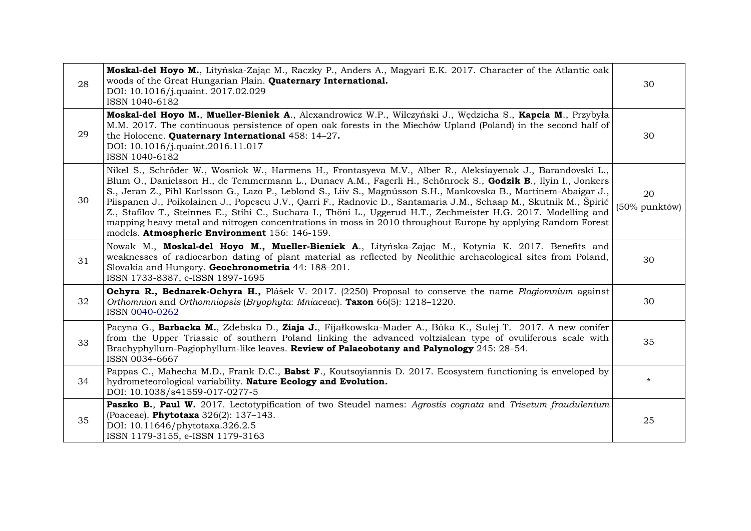| | | |
|---|---|---|
| 28 | **Moskal-del Hoyo M.**, Lityńska-Zając M., Raczky P., Anders A., Magyari E.K. 2017. Character of the Atlantic oak woods of the Great Hungarian Plain. **Quaternary International.**<br>DOI: 10.1016/j.quaint. 2017.02.029<br>ISSN 1040-6182 | 30 |
| 29 | **Moskal-del Hoyo M.**, **Mueller-Bieniek A**., Alexandrowicz W.P., Wilczyński J., Wędzicha S., **Kapcia M**., Przybyła M.M. 2017. The continuous persistence of open oak forests in the Miechów Upland (Poland) in the second half of the Holocene. **Quaternary International** 458: 14–27**.**<br>DOI: 10.1016/j.quaint.2016.11.017<br>ISSN 1040-6182 | 30 |
| 30 | Nikel S., Schröder W., Wosniok W., Harmens H., Frontasyeva M.V., Alber R., Aleksiayenak J., Barandovski L., Blum O., Danielsson H., de Temmermann L., Dunaev A.M., Fagerli H., Schönrock S., **Godzik B**., Ilyin I., Jonkers S., Jeran Z., Pihl Karlsson G., Lazo P., Leblond S., Liiv S., Magnússon S.H., Mankovska B., Martinem-Abaigar J., Piispanen J., Poikolainen J., Popescu J.V., Qarri F., Radnovic D., Santamaria J.M., Schaap M., Skutnik M., Špirić Z., Stafilov T., Steinnes E., Stihi C., Suchara I., Thöni L., Uggerud H.T., Zechmeister H.G. 2017. Modelling and mapping heavy metal and nitrogen concentrations in moss in 2010 throughout Europe by applying Random Forest models. **Atmospheric Environment** 156: 146-159. | 20<br>(50% punktów) |
| 31 | Nowak M., **Moskal-del Hoyo M.**, **Mueller-Bieniek A**., Lityńska-Zając M., Kotynia K. 2017. Benefits and weaknesses of radiocarbon dating of plant material as reflected by Neolithic archaeological sites from Poland, Slovakia and Hungary. **Geochronometria** 44: 188–201.<br>ISSN 1733-8387, e-ISSN 1897-1695 | 30 |
| 32 | **Ochyra R., Bednarek-Ochyra H.,** Plášek V. 2017. (2250) Proposal to conserve the name *Plagiomnium* against *Orthomnion* and *Orthomniopsis* (*Bryophyta*: *Mniaceae*). **Taxon** 66(5): 1218–1220.<br>ISSN 0040-0262 | 30 |
| 33 | Pacyna G., **Barbacka M.**, Zdebska D., **Ziaja J.**, Fijałkowska-Mader A., Bóka K., Sulej T. 2017. A new conifer from the Upper Triassic of southern Poland linking the advanced voltzialean type of ovuliferous scale with Brachyphyllum-Pagiophyllum-like leaves. **Review of Palaeobotany and Palynology** 245: 28–54.<br>ISSN 0034-6667 | 35 |
| 34 | Pappas C., Mahecha M.D., Frank D.C., **Babst F**., Koutsoyiannis D. 2017. Ecosystem functioning is enveloped by hydrometeorological variability. **Nature Ecology and Evolution.**<br>DOI: 10.1038/s41559-017-0277-5 | * |
| 35 | **Paszko B.**, **Paul W.** 2017. Lectotypification of two Steudel names: *Agrostis cognata* and *Trisetum fraudulentum* (Poaceae). **Phytotaxa** 326(2): 137–143.<br>DOI: 10.11646/phytotaxa.326.2.5<br>ISSN 1179-3155, e-ISSN 1179-3163 | 25 |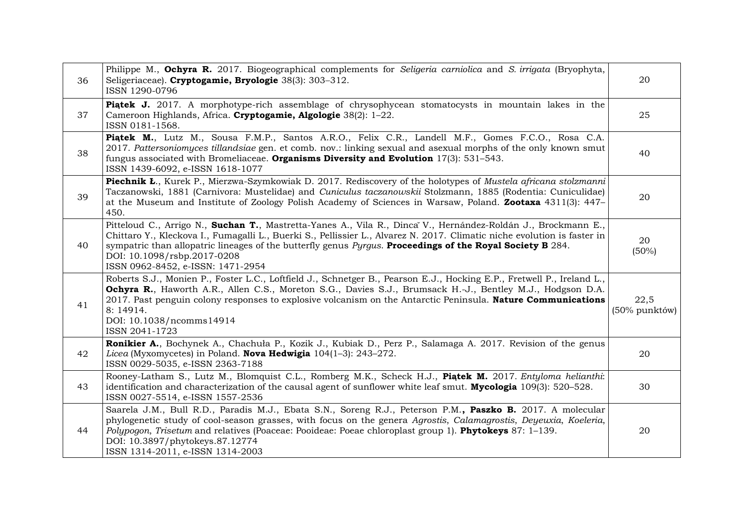| | | |
|---|---|---|
| 36 | Philippe M., **Ochyra R.** 2017. Biogeographical complements for *Seligeria carniolica* and *S. irrigata* (Bryophyta, Seligeriaceae). **Cryptogamie, Bryologie** 38(3): 303–312.<br>ISSN 1290-0796 | 20 |
| 37 | **Piątek J.** 2017. A morphotype-rich assemblage of chrysophycean stomatocysts in mountain lakes in the Cameroon Highlands, Africa. **Cryptogamie, Algologie** 38(2): 1–22.<br>ISSN 0181-1568. | 25 |
| 38 | **Piątek M.**, Lutz M., Sousa F.M.P., Santos A.R.O., Felix C.R., Landell M.F., Gomes F.C.O., Rosa C.A. 2017. *Pattersoniomyces tillandsiae* gen. et comb. nov.: linking sexual and asexual morphs of the only known smut fungus associated with Bromeliaceae. **Organisms Diversity and Evolution** 17(3): 531–543.<br>ISSN 1439-6092, e-ISSN 1618-1077 | 40 |
| 39 | **Piechnik Ł.**, Kurek P., Mierzwa-Szymkowiak D. 2017. Rediscovery of the holotypes of *Mustela africana stolzmanni* Taczanowski, 1881 (Carnivora: Mustelidae) and *Cuniculus taczanowskii* Stolzmann, 1885 (Rodentia: Cuniculidae) at the Museum and Institute of Zoology Polish Academy of Sciences in Warsaw, Poland. **Zootaxa** 4311(3): 447–450. | 20 |
| 40 | Pitteloud C., Arrigo N., **Suchan T.**, Mastretta-Yanes A., Vila R., Dincă V., Hernández-Roldán J., Brockmann E., Chittaro Y., Kleckova I., Fumagalli L., Buerki S., Pellissier L., Alvarez N. 2017. Climatic niche evolution is faster in sympatric than allopatric lineages of the butterfly genus *Pyrgus*. **Proceedings of the Royal Society B** 284.<br>DOI: 10.1098/rsbp.2017-0208<br>ISSN 0962-8452, e-ISSN: 1471-2954 | 20<br>(50%) |
| 41 | Roberts S.J., Monien P., Foster L.C., Loftfield J., Schnetger B., Pearson E.J., Hocking E.P., Fretwell P., Ireland L., **Ochyra R.**, Haworth A.R., Allen C.S., Moreton S.G., Davies S.J., Brumsack H.-J., Bentley M.J., Hodgson D.A. 2017. Past penguin colony responses to explosive volcanism on the Antarctic Peninsula. **Nature Communications** 8: 14914.<br>DOI: 10.1038/ncomms14914<br>ISSN 2041-1723 | 22,5<br>(50% punktów) |
| 42 | **Ronikier A.**, Bochynek A., Chachuła P., Kozik J., Kubiak D., Perz P., Salamaga A. 2017. Revision of the genus *Licea* (Myxomycetes) in Poland. **Nova Hedwigia** 104(1–3): 243–272.<br>ISSN 0029-5035, e-ISSN 2363-7188 | 20 |
| 43 | Rooney-Latham S., Lutz M., Blomquist C.L., Romberg M.K., Scheck H.J., **Piątek M.** 2017. *Entyloma helianthi*: identification and characterization of the causal agent of sunflower white leaf smut. **Mycologia** 109(3): 520–528.<br>ISSN 0027-5514, e-ISSN 1557-2536 | 30 |
| 44 | Saarela J.M., Bull R.D., Paradis M.J., Ebata S.N., Soreng R.J., Peterson P.M.**, Paszko B.** 2017. A molecular phylogenetic study of cool-season grasses, with focus on the genera *Agrostis*, *Calamagrostis*, *Deyeuxia*, *Koeleria*, *Polypogon*, *Trisetum* and relatives (Poaceae: Pooideae: Poeae chloroplast group 1). **Phytokeys** 87: 1–139.<br>DOI: 10.3897/phytokeys.87.12774<br>ISSN 1314-2011, e-ISSN 1314-2003 | 20 |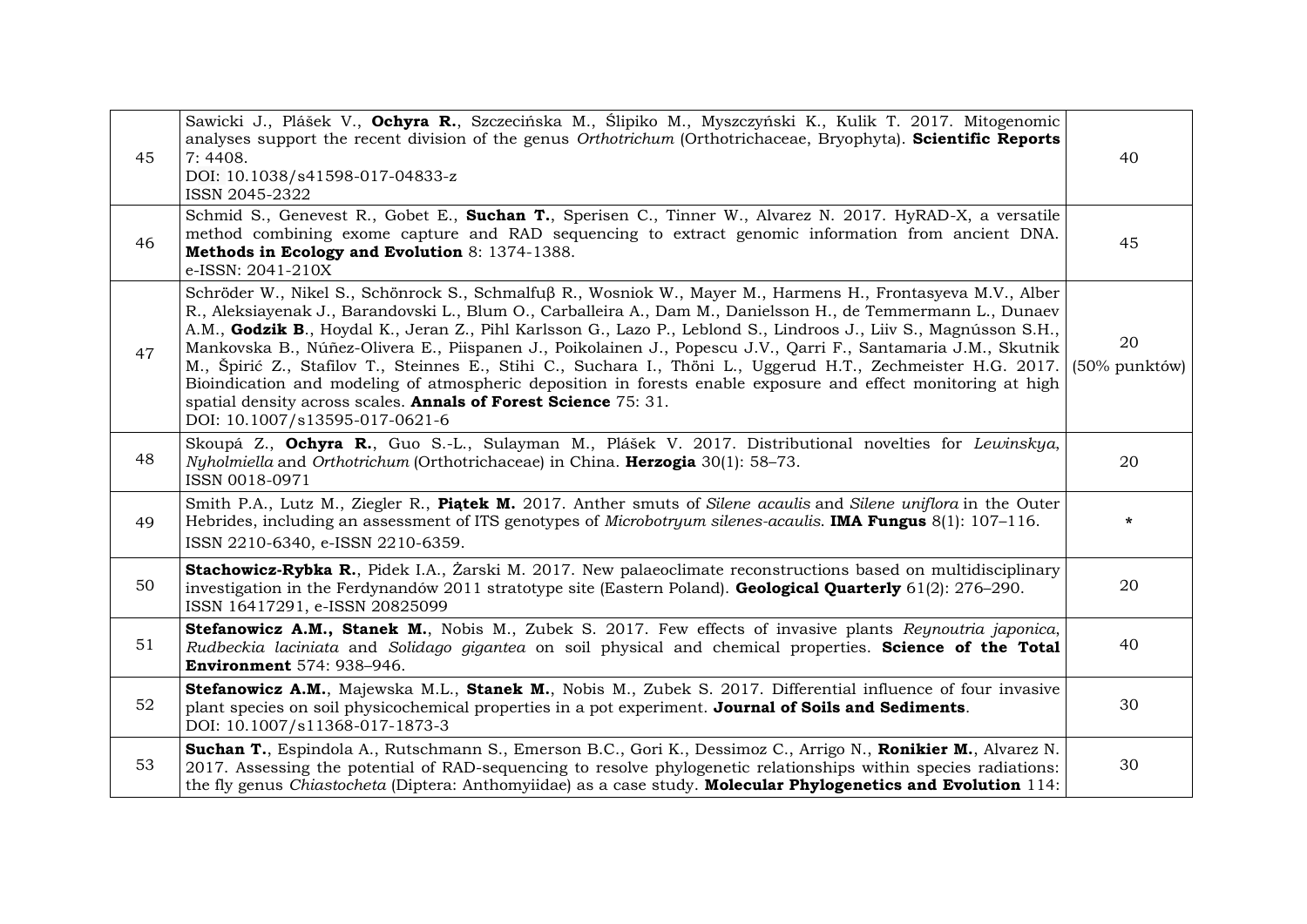| | | |
|---|---|---|
| 45 | Sawicki J., Plášek V., **Ochyra R.**, Szczecińska M., Ślipiko M., Myszczyński K., Kulik T. 2017. Mitogenomic analyses support the recent division of the genus *Orthotrichum* (Orthotrichaceae, Bryophyta). **Scientific Reports** 7: 4408.<br>DOI: 10.1038/s41598-017-04833-z<br>ISSN 2045-2322 | 40 |
| 46 | Schmid S., Genevest R., Gobet E., **Suchan T.**, Sperisen C., Tinner W., Alvarez N. 2017. HyRAD-X, a versatile method combining exome capture and RAD sequencing to extract genomic information from ancient DNA. **Methods in Ecology and Evolution** 8: 1374-1388.<br>e-ISSN: 2041-210X | 45 |
| 47 | Schröder W., Nikel S., Schönrock S., Schmalfuβ R., Wosniok W., Mayer M., Harmens H., Frontasyeva M.V., Alber R., Aleksiayenak J., Barandovski L., Blum O., Carballeira A., Dam M., Danielsson H., de Temmermann L., Dunaev A.M., **Godzik B**., Hoydal K., Jeran Z., Pihl Karlsson G., Lazo P., Leblond S., Lindroos J., Liiv S., Magnússon S.H., Mankovska B., Núñez-Olivera E., Piispanen J., Poikolainen J., Popescu J.V., Qarri F., Santamaria J.M., Skutnik M., Špirić Z., Stafilov T., Steinnes E., Stihi C., Suchara I., Thöni L., Uggerud H.T., Zechmeister H.G. 2017. Bioindication and modeling of atmospheric deposition in forests enable exposure and effect monitoring at high spatial density across scales. **Annals of Forest Science** 75: 31.<br>DOI: 10.1007/s13595-017-0621-6 | 20<br>(50% punktów) |
| 48 | Skoupá Z., **Ochyra R.**, Guo S.-L., Sulayman M., Plášek V. 2017. Distributional novelties for *Lewinskya*, *Nyholmiella* and *Orthotrichum* (Orthotrichaceae) in China. **Herzogia** 30(1): 58–73.<br>ISSN 0018-0971 | 20 |
| 49 | Smith P.A., Lutz M., Ziegler R., **Piątek M.** 2017. Anther smuts of *Silene acaulis* and *Silene uniflora* in the Outer Hebrides, including an assessment of ITS genotypes of *Microbotryum silenes-acaulis*. **IMA Fungus** 8(1): 107–116.<br>ISSN 2210-6340, e-ISSN 2210-6359. | * |
| 50 | **Stachowicz-Rybka R.**, Pidek I.A., Żarski M. 2017. New palaeoclimate reconstructions based on multidisciplinary investigation in the Ferdynandów 2011 stratotype site (Eastern Poland). **Geological Quarterly** 61(2): 276–290.<br>ISSN 16417291, e-ISSN 20825099 | 20 |
| 51 | **Stefanowicz A.M., Stanek M.**, Nobis M., Zubek S. 2017. Few effects of invasive plants *Reynoutria japonica*, *Rudbeckia laciniata* and *Solidago gigantea* on soil physical and chemical properties. **Science of the Total Environment** 574: 938–946. | 40 |
| 52 | **Stefanowicz A.M.**, Majewska M.L., **Stanek M.**, Nobis M., Zubek S. 2017. Differential influence of four invasive plant species on soil physicochemical properties in a pot experiment. **Journal of Soils and Sediments**.<br>DOI: 10.1007/s11368-017-1873-3 | 30 |
| 53 | **Suchan T.**, Espindola A., Rutschmann S., Emerson B.C., Gori K., Dessimoz C., Arrigo N., **Ronikier M.**, Alvarez N. 2017. Assessing the potential of RAD-sequencing to resolve phylogenetic relationships within species radiations: the fly genus *Chiastocheta* (Diptera: Anthomyiidae) as a case study. **Molecular Phylogenetics and Evolution** 114: | 30 |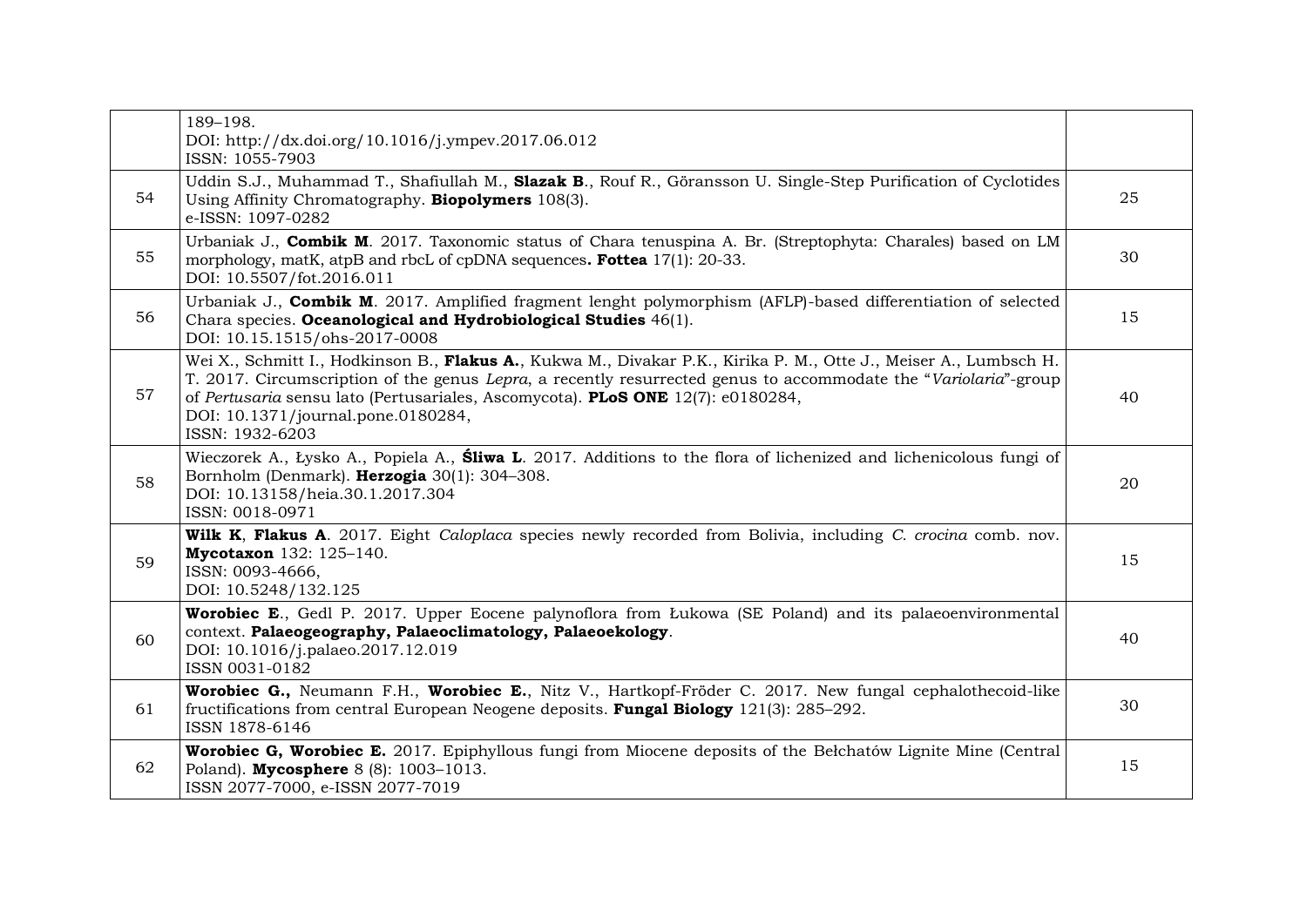| | | |
|---|---|---|
| | 189–198.<br>DOI: http://dx.doi.org/10.1016/j.ympev.2017.06.012<br>ISSN: 1055-7903 | |
| 54 | Uddin S.J., Muhammad T., Shafiullah M., **Slazak B**., Rouf R., Göransson U. Single-Step Purification of Cyclotides Using Affinity Chromatography. **Biopolymers** 108(3).<br>e-ISSN: 1097-0282 | 25 |
| 55 | Urbaniak J., **Combik M**. 2017. Taxonomic status of Chara tenuspina A. Br. (Streptophyta: Charales) based on LM morphology, matK, atpB and rbcL of cpDNA sequences**. Fottea** 17(1): 20-33.<br>DOI: 10.5507/fot.2016.011 | 30 |
| 56 | Urbaniak J., **Combik M**. 2017. Amplified fragment lenght polymorphism (AFLP)-based differentiation of selected Chara species. **Oceanological and Hydrobiological Studies** 46(1).<br>DOI: 10.15.1515/ohs-2017-0008 | 15 |
| 57 | Wei X., Schmitt I., Hodkinson B., **Flakus A.**, Kukwa M., Divakar P.K., Kirika P. M., Otte J., Meiser A., Lumbsch H. T. 2017. Circumscription of the genus *Lepra*, a recently resurrected genus to accommodate the "*Variolaria*"-group of *Pertusaria* sensu lato (Pertusariales, Ascomycota). **PLoS ONE** 12(7): e0180284,<br>DOI: 10.1371/journal.pone.0180284,<br>ISSN: 1932-6203 | 40 |
| 58 | Wieczorek A., Łysko A., Popiela A., **Śliwa L**. 2017. Additions to the flora of lichenized and lichenicolous fungi of Bornholm (Denmark). **Herzogia** 30(1): 304–308.<br>DOI: 10.13158/heia.30.1.2017.304<br>ISSN: 0018-0971 | 20 |
| 59 | **Wilk K**, **Flakus A**. 2017. Eight *Caloplaca* species newly recorded from Bolivia, including *C. crocina* comb. nov. **Mycotaxon** 132: 125–140.<br>ISSN: 0093-4666,<br>DOI: 10.5248/132.125 | 15 |
| 60 | **Worobiec E**., Gedl P. 2017. Upper Eocene palynoflora from Łukowa (SE Poland) and its palaeoenvironmental context. **Palaeogeography, Palaeoclimatology, Palaeoekology**.<br>DOI: 10.1016/j.palaeo.2017.12.019<br>ISSN 0031-0182 | 40 |
| 61 | **Worobiec G.,** Neumann F.H., **Worobiec E.**, Nitz V., Hartkopf-Fröder C. 2017. New fungal cephalothecoid-like fructifications from central European Neogene deposits. **Fungal Biology** 121(3): 285–292.<br>ISSN 1878-6146 | 30 |
| 62 | **Worobiec G, Worobiec E.** 2017. Epiphyllous fungi from Miocene deposits of the Bełchatów Lignite Mine (Central Poland). **Mycosphere** 8 (8): 1003–1013.<br>ISSN 2077-7000, e-ISSN 2077-7019 | 15 |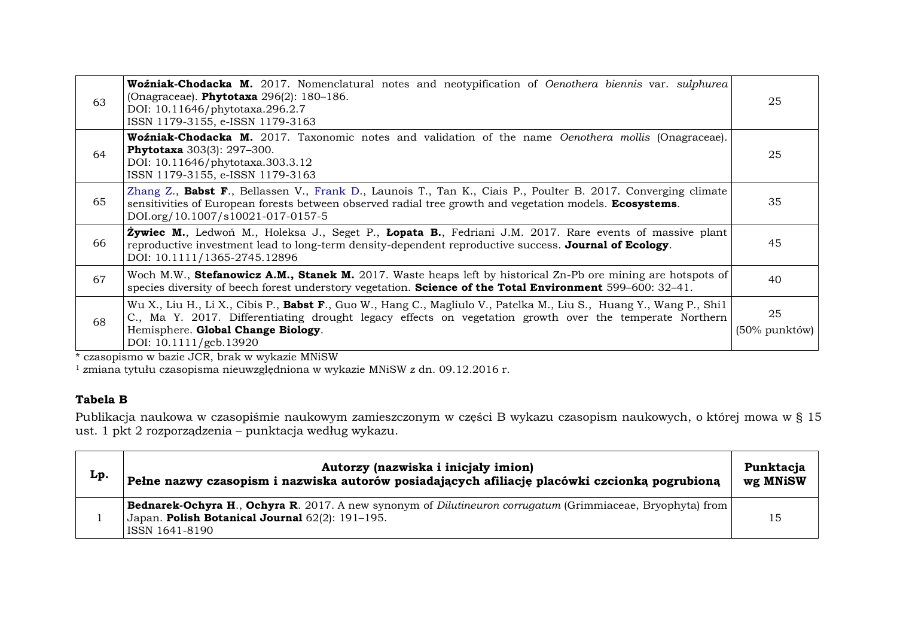| | | |
|---|---|---|
| 63 | **Woźniak-Chodacka M.** 2017. Nomenclatural notes and neotypification of *Oenothera biennis* var. *sulphurea* (Onagraceae). **Phytotaxa** 296(2): 180–186.<br>DOI: 10.11646/phytotaxa.296.2.7<br>ISSN 1179-3155, e-ISSN 1179-3163 | 25 |
| 64 | **Woźniak-Chodacka M.** 2017. Taxonomic notes and validation of the name *Oenothera mollis* (Onagraceae). **Phytotaxa** 303(3): 297–300.<br>DOI: 10.11646/phytotaxa.303.3.12<br>ISSN 1179-3155, e-ISSN 1179-3163 | 25 |
| 65 | Zhang Z., **Babst F**., Bellassen V., Frank D., Launois T., Tan K., Ciais P., Poulter B. 2017. Converging climate sensitivities of European forests between observed radial tree growth and vegetation models. **Ecosystems**.<br>DOI.org/10.1007/s10021-017-0157-5 | 35 |
| 66 | **Żywiec M.**, Ledwoń M., Holeksa J., Seget P., **Łopata B.**, Fedriani J.M. 2017. Rare events of massive plant reproductive investment lead to long-term density-dependent reproductive success. **Journal of Ecology**.<br>DOI: 10.1111/1365-2745.12896 | 45 |
| 67 | Woch M.W., **Stefanowicz A.M., Stanek M.** 2017. Waste heaps left by historical Zn-Pb ore mining are hotspots of species diversity of beech forest understory vegetation. **Science of the Total Environment** 599–600: 32–41. | 40 |
| 68 | Wu X., Liu H., Li X., Cibis P., **Babst F**., Guo W., Hang C., Magliulo V., Patelka M., Liu S., Huang Y., Wang P., Shi1 C., Ma Y. 2017. Differentiating drought legacy effects on vegetation growth over the temperate Northern Hemisphere. **Global Change Biology**.<br>DOI: 10.1111/gcb.13920 | 25<br>(50% punktów) |

\* czasopismo w bazie JCR, brak w wykazie MNiSW

[1] zmiana tytułu czasopisma nieuwzględniona w wykazie MNiSW z dn. 09.12.2016 r.

**Tabela B**

Publikacja naukowa w czasopiśmie naukowym zamieszczonym w części B wykazu czasopism naukowych, o której mowa w § 15 ust. 1 pkt 2 rozporządzenia – punktacja według wykazu.

| Lp. | Autorzy (nazwiska i inicjały imion)<br>Pełne nazwy czasopism i nazwiska autorów posiadających afiliację placówki czcionką pogrubioną | Punktacja wg MNiSW |
|---|---|---|
| 1 | **Bednarek-Ochyra H**., **Ochyra R**. 2017. A new synonym of *Dilutineuron corrugatum* (Grimmiaceae, Bryophyta) from Japan. **Polish Botanical Journal** 62(2): 191–195.<br>ISSN 1641-8190 | 15 |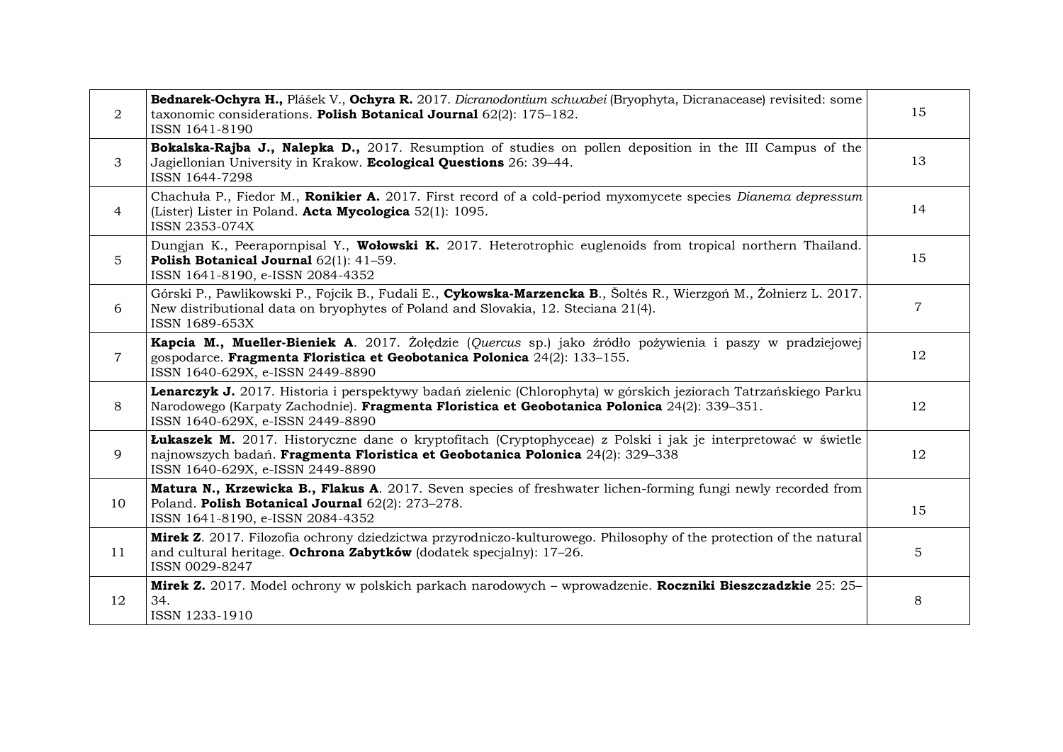| | | |
|---|---|---|
| 2 | **Bednarek-Ochyra H.,** Plášek V., **Ochyra R.** 2017. *Dicranodontium schwabei* (Bryophyta, Dicranacease) revisited: some taxonomic considerations. **Polish Botanical Journal** 62(2): 175–182.<br>ISSN 1641-8190 | 15 |
| 3 | **Bokalska-Rajba J., Nalepka D.,** 2017. Resumption of studies on pollen deposition in the III Campus of the Jagiellonian University in Krakow. **Ecological Questions** 26: 39–44.<br>ISSN 1644-7298 | 13 |
| 4 | Chachuła P., Fiedor M., **Ronikier A.** 2017. First record of a cold-period myxomycete species *Dianema depressum* (Lister) Lister in Poland. **Acta Mycologica** 52(1): 1095.<br>ISSN 2353-074X | 14 |
| 5 | Dungjan K., Peerapornpisal Y., **Wołowski K.** 2017. Heterotrophic euglenoids from tropical northern Thailand. **Polish Botanical Journal** 62(1): 41–59.<br>ISSN 1641-8190, e-ISSN 2084-4352 | 15 |
| 6 | Górski P., Pawlikowski P., Fojcik B., Fudali E., **Cykowska-Marzencka B**., Šoltés R., Wierzgoń M., Żołnierz L. 2017. New distributional data on bryophytes of Poland and Slovakia, 12. Steciana 21(4).<br>ISSN 1689-653X | 7 |
| 7 | **Kapcia M., Mueller-Bieniek A**. 2017. Żołędzie (*Quercus* sp.) jako źródło pożywienia i paszy w pradziejowej gospodarce. **Fragmenta Floristica et Geobotanica Polonica** 24(2): 133–155.<br>ISSN 1640-629X, e-ISSN 2449-8890 | 12 |
| 8 | **Lenarczyk J.** 2017. Historia i perspektywy badań zielenic (Chlorophyta) w górskich jeziorach Tatrzańskiego Parku Narodowego (Karpaty Zachodnie). **Fragmenta Floristica et Geobotanica Polonica** 24(2): 339–351.<br>ISSN 1640-629X, e-ISSN 2449-8890 | 12 |
| 9 | **Łukaszek M.** 2017. Historyczne dane o kryptofitach (Cryptophyceae) z Polski i jak je interpretować w świetle najnowszych badań. **Fragmenta Floristica et Geobotanica Polonica** 24(2): 329–338<br>ISSN 1640-629X, e-ISSN 2449-8890 | 12 |
| 10 | **Matura N., Krzewicka B., Flakus A**. 2017. Seven species of freshwater lichen-forming fungi newly recorded from Poland. **Polish Botanical Journal** 62(2): 273–278.<br>ISSN 1641-8190, e-ISSN 2084-4352 | 15 |
| 11 | **Mirek Z**. 2017. Filozofia ochrony dziedzictwa przyrodniczo-kulturowego. Philosophy of the protection of the natural and cultural heritage. **Ochrona Zabytków** (dodatek specjalny): 17–26.<br>ISSN 0029-8247 | 5 |
| 12 | **Mirek Z.** 2017. Model ochrony w polskich parkach narodowych – wprowadzenie. **Roczniki Bieszczadzkie** 25: 25–34.<br>ISSN 1233-1910 | 8 |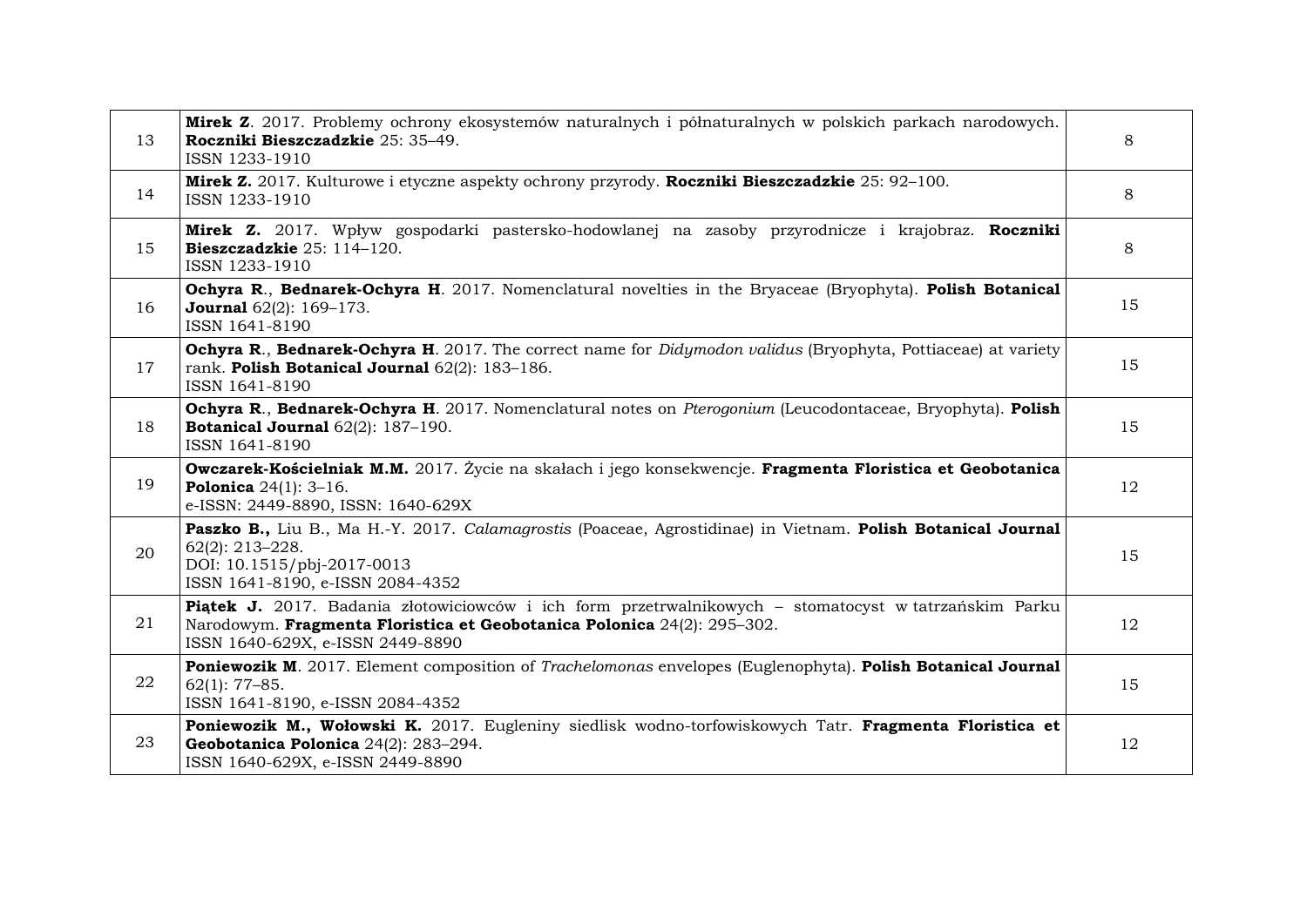| | | |
|---|---|---|
| 13 | **Mirek Z**. 2017. Problemy ochrony ekosystemów naturalnych i półnaturalnych w polskich parkach narodowych. **Roczniki Bieszczadzkie** 25: 35–49.<br>ISSN 1233-1910 | 8 |
| 14 | **Mirek Z.** 2017. Kulturowe i etyczne aspekty ochrony przyrody. **Roczniki Bieszczadzkie** 25: 92–100.<br>ISSN 1233-1910 | 8 |
| 15 | **Mirek Z.** 2017. Wpływ gospodarki pastersko-hodowlanej na zasoby przyrodnicze i krajobraz. **Roczniki Bieszczadzkie** 25: 114–120.<br>ISSN 1233-1910 | 8 |
| 16 | **Ochyra R**., **Bednarek-Ochyra H**. 2017. Nomenclatural novelties in the Bryaceae (Bryophyta). **Polish Botanical Journal** 62(2): 169–173.<br>ISSN 1641-8190 | 15 |
| 17 | **Ochyra R**., **Bednarek-Ochyra H**. 2017. The correct name for *Didymodon validus* (Bryophyta, Pottiaceae) at variety rank. **Polish Botanical Journal** 62(2): 183–186.<br>ISSN 1641-8190 | 15 |
| 18 | **Ochyra R**., **Bednarek-Ochyra H**. 2017. Nomenclatural notes on *Pterogonium* (Leucodontaceae, Bryophyta). **Polish Botanical Journal** 62(2): 187–190.<br>ISSN 1641-8190 | 15 |
| 19 | **Owczarek-Kościelniak M.M.** 2017. Życie na skałach i jego konsekwencje. **Fragmenta Floristica et Geobotanica Polonica** 24(1): 3–16.<br>e-ISSN: 2449-8890, ISSN: 1640-629X | 12 |
| 20 | **Paszko B.,** Liu B., Ma H.-Y. 2017. *Calamagrostis* (Poaceae, Agrostidinae) in Vietnam. **Polish Botanical Journal** 62(2): 213–228.<br>DOI: 10.1515/pbj-2017-0013<br>ISSN 1641-8190, e-ISSN 2084-4352 | 15 |
| 21 | **Piątek J.** 2017. Badania złotowiciowców i ich form przetrwalnikowych – stomatocyst w tatrzańskim Parku Narodowym. **Fragmenta Floristica et Geobotanica Polonica** 24(2): 295–302.<br>ISSN 1640-629X, e-ISSN 2449-8890 | 12 |
| 22 | **Poniewozik M**. 2017. Element composition of *Trachelomonas* envelopes (Euglenophyta). **Polish Botanical Journal** 62(1): 77–85.<br>ISSN 1641-8190, e-ISSN 2084-4352 | 15 |
| 23 | **Poniewozik M., Wołowski K.** 2017. Eugleniny siedlisk wodno-torfowiskowych Tatr. **Fragmenta Floristica et Geobotanica Polonica** 24(2): 283–294.<br>ISSN 1640-629X, e-ISSN 2449-8890 | 12 |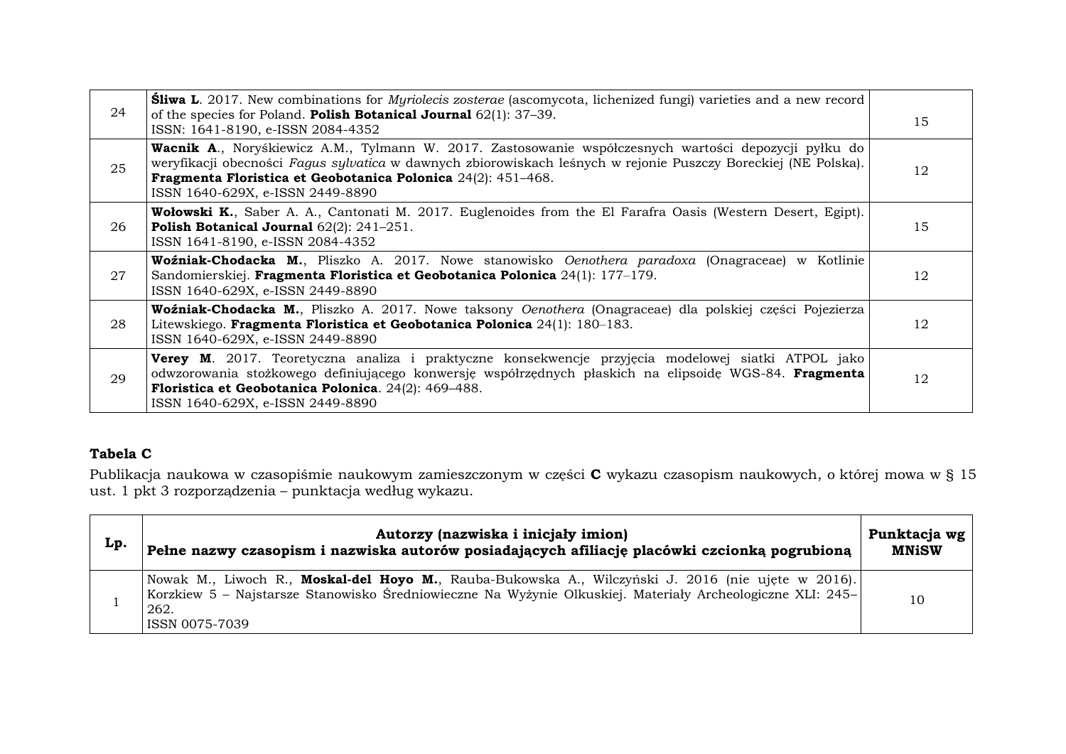| | | |
|---|---|---|
| 24 | **Śliwa L**. 2017. New combinations for *Myriolecis zosterae* (ascomycota, lichenized fungi) varieties and a new record of the species for Poland. **Polish Botanical Journal** 62(1): 37–39.<br>ISSN: 1641-8190, e-ISSN 2084-4352 | 15 |
| 25 | **Wacnik A**., Noryśkiewicz A.M., Tylmann W. 2017. Zastosowanie współczesnych wartości depozycji pyłku do weryfikacji obecności *Fagus sylvatica* w dawnych zbiorowiskach leśnych w rejonie Puszczy Boreckiej (NE Polska). **Fragmenta Floristica et Geobotanica Polonica** 24(2): 451–468.<br>ISSN 1640-629X, e-ISSN 2449-8890 | 12 |
| 26 | **Wołowski K.**, Saber A. A., Cantonati M. 2017. Euglenoides from the El Farafra Oasis (Western Desert, Egipt). **Polish Botanical Journal** 62(2): 241–251.<br>ISSN 1641-8190, e-ISSN 2084-4352 | 15 |
| 27 | **Woźniak-Chodacka M.**, Pliszko A. 2017. Nowe stanowisko *Oenothera paradoxa* (Onagraceae) w Kotlinie Sandomierskiej. **Fragmenta Floristica et Geobotanica Polonica** 24(1): 177–179.<br>ISSN 1640-629X, e-ISSN 2449-8890 | 12 |
| 28 | **Woźniak-Chodacka M.**, Pliszko A. 2017. Nowe taksony *Oenothera* (Onagraceae) dla polskiej części Pojezierza Litewskiego. **Fragmenta Floristica et Geobotanica Polonica** 24(1): 180–183.<br>ISSN 1640-629X, e-ISSN 2449-8890 | 12 |
| 29 | **Verey M**. 2017. Teoretyczna analiza i praktyczne konsekwencje przyjęcia modelowej siatki ATPOL jako odwzorowania stożkowego definiującego konwersję współrzędnych płaskich na elipsoidę WGS-84. **Fragmenta Floristica et Geobotanica Polonica**. 24(2): 469–488.<br>ISSN 1640-629X, e-ISSN 2449-8890 | 12 |

**Tabela C**

Publikacja naukowa w czasopiśmie naukowym zamieszczonym w części **C** wykazu czasopism naukowych, o której mowa w § 15 ust. 1 pkt 3 rozporządzenia – punktacja według wykazu.

| Lp. | Autorzy (nazwiska i inicjały imion)<br>Pełne nazwy czasopism i nazwiska autorów posiadających afiliację placówki czcionką pogrubioną | Punktacja wg MNiSW |
|---|---|---|
| 1 | Nowak M., Liwoch R., **Moskal-del Hoyo M.**, Rauba-Bukowska A., Wilczyński J. 2016 (nie ujęte w 2016). Korzkiew 5 – Najstarsze Stanowisko Średniowieczne Na Wyżynie Olkuskiej. Materiały Archeologiczne XLI: 245–262.<br>ISSN 0075-7039 | 10 |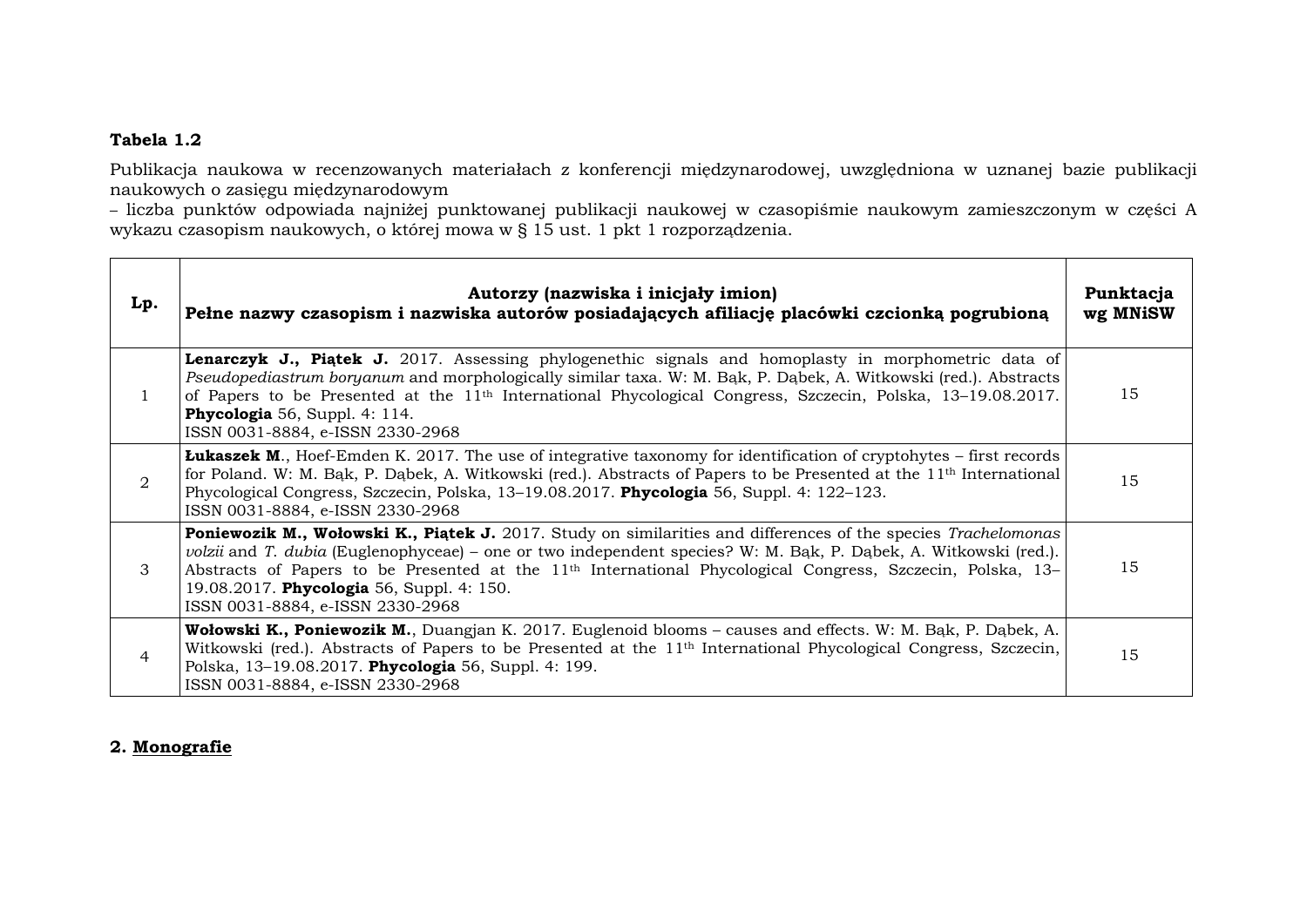**Tabela 1.2**

Publikacja naukowa w recenzowanych materiałach z konferencji międzynarodowej, uwzględniona w uznanej bazie publikacji naukowych o zasięgu międzynarodowym
– liczba punktów odpowiada najniżej punktowanej publikacji naukowej w czasopiśmie naukowym zamieszczonym w części A wykazu czasopism naukowych, o której mowa w § 15 ust. 1 pkt 1 rozporządzenia.

| Lp. | Autorzy (nazwiska i inicjały imion)<br>Pełne nazwy czasopism i nazwiska autorów posiadających afiliację placówki czcionką pogrubioną | Punktacja wg MNiSW |
|---|---|---|
| 1 | **Lenarczyk J., Piątek J.** 2017. Assessing phylogenethic signals and homoplasty in morphometric data of *Pseudopediastrum boryanum* and morphologically similar taxa. W: M. Bąk, P. Dąbek, A. Witkowski (red.). Abstracts of Papers to be Presented at the 11th International Phycological Congress, Szczecin, Polska, 13–19.08.2017. **Phycologia** 56, Suppl. 4: 114.<br>ISSN 0031-8884, e-ISSN 2330-2968 | 15 |
| 2 | **Łukaszek M**., Hoef-Emden K. 2017. The use of integrative taxonomy for identification of cryptohytes – first records for Poland. W: M. Bąk, P. Dąbek, A. Witkowski (red.). Abstracts of Papers to be Presented at the 11th International Phycological Congress, Szczecin, Polska, 13–19.08.2017. **Phycologia** 56, Suppl. 4: 122–123.<br>ISSN 0031-8884, e-ISSN 2330-2968 | 15 |
| 3 | **Poniewozik M., Wołowski K., Piątek J.** 2017. Study on similarities and differences of the species *Trachelomonas volzii* and *T. dubia* (Euglenophyceae) – one or two independent species? W: M. Bąk, P. Dąbek, A. Witkowski (red.). Abstracts of Papers to be Presented at the 11th International Phycological Congress, Szczecin, Polska, 13–19.08.2017. **Phycologia** 56, Suppl. 4: 150.<br>ISSN 0031-8884, e-ISSN 2330-2968 | 15 |
| 4 | **Wołowski K., Poniewozik M.**, Duangjan K. 2017. Euglenoid blooms – causes and effects. W: M. Bąk, P. Dąbek, A. Witkowski (red.). Abstracts of Papers to be Presented at the 11th International Phycological Congress, Szczecin, Polska, 13–19.08.2017. **Phycologia** 56, Suppl. 4: 199.<br>ISSN 0031-8884, e-ISSN 2330-2968 | 15 |

## 2. Monografie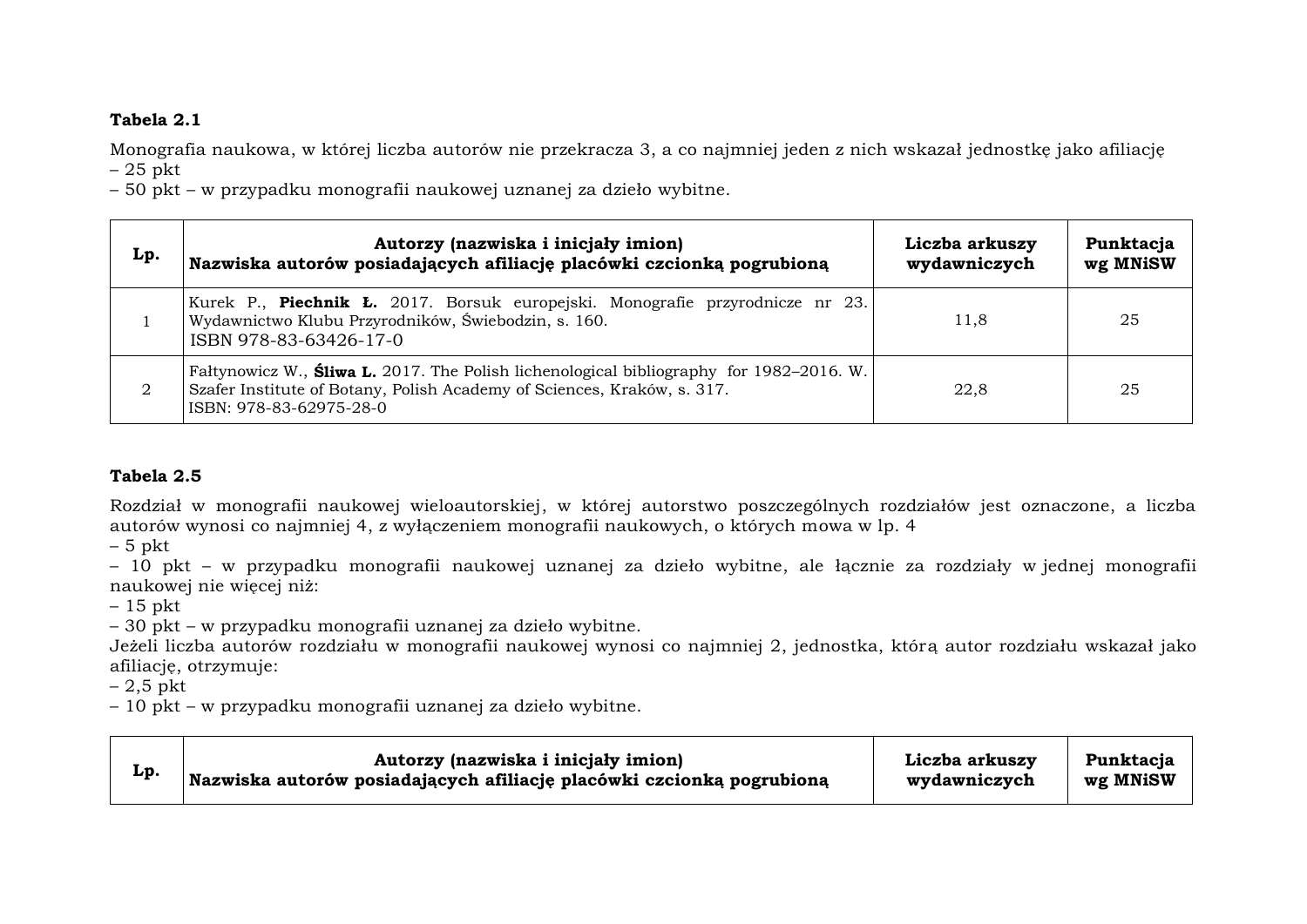**Tabela 2.1**

Monografia naukowa, w której liczba autorów nie przekracza 3, a co najmniej jeden z nich wskazał jednostkę jako afiliację
– 25 pkt
– 50 pkt – w przypadku monografii naukowej uznanej za dzieło wybitne.

| Lp. | Autorzy (nazwiska i inicjały imion)<br>Nazwiska autorów posiadających afiliację placówki czcionką pogrubioną | Liczba arkuszy wydawniczych | Punktacja wg MNiSW |
|---|---|---|---|
| 1 | Kurek P., **Piechnik Ł.** 2017. Borsuk europejski. Monografie przyrodnicze nr 23. Wydawnictwo Klubu Przyrodników, Świebodzin, s. 160. ISBN 978-83-63426-17-0 | 11,8 | 25 |
| 2 | Fałtynowicz W., **Śliwa L.** 2017. The Polish lichenological bibliography for 1982–2016. W. Szafer Institute of Botany, Polish Academy of Sciences, Kraków, s. 317. ISBN: 978-83-62975-28-0 | 22,8 | 25 |

**Tabela 2.5**

Rozdział w monografii naukowej wieloautorskiej, w której autorstwo poszczególnych rozdziałów jest oznaczone, a liczba autorów wynosi co najmniej 4, z wyłączeniem monografii naukowych, o których mowa w lp. 4
– 5 pkt
– 10 pkt – w przypadku monografii naukowej uznanej za dzieło wybitne, ale łącznie za rozdziały w jednej monografii naukowej nie więcej niż:
– 15 pkt
– 30 pkt – w przypadku monografii uznanej za dzieło wybitne.
Jeżeli liczba autorów rozdziału w monografii naukowej wynosi co najmniej 2, jednostka, którą autor rozdziału wskazał jako afiliację, otrzymuje:
– 2,5 pkt
– 10 pkt – w przypadku monografii uznanej za dzieło wybitne.

| Lp. | Autorzy (nazwiska i inicjały imion)<br>Nazwiska autorów posiadających afiliację placówki czcionką pogrubioną | Liczba arkuszy wydawniczych | Punktacja wg MNiSW |
|---|---|---|---|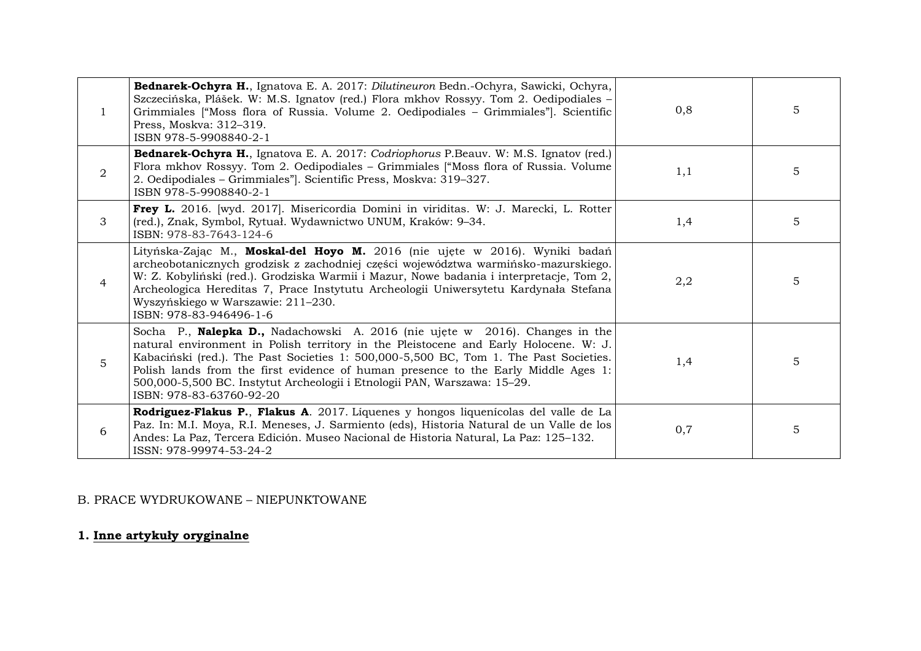| 1 | **Bednarek-Ochyra H.**, Ignatova E. A. 2017: *Dilutineuron* Bedn.-Ochyra, Sawicki, Ochyra, Szczecińska, Plášek. W: M.S. Ignatov (red.) Flora mkhov Rossyy. Tom 2. Oedipodiales – Grimmiales ["Moss flora of Russia. Volume 2. Oedipodiales – Grimmiales"]. Scientific Press, Moskva: 312–319.<br>ISBN 978-5-9908840-2-1 | 0,8 | 5 |
|---|---|---|---|
| 2 | **Bednarek-Ochyra H.**, Ignatova E. A. 2017: *Codriophorus* P.Beauv. W: M.S. Ignatov (red.) Flora mkhov Rossyy. Tom 2. Oedipodiales – Grimmiales ["Moss flora of Russia. Volume 2. Oedipodiales – Grimmiales"]. Scientific Press, Moskva: 319–327.<br>ISBN 978-5-9908840-2-1 | 1,1 | 5 |
| 3 | **Frey L.** 2016. [wyd. 2017]. Misericordia Domini in viriditas. W: J. Marecki, L. Rotter (red.), Znak, Symbol, Rytuał. Wydawnictwo UNUM, Kraków: 9–34.<br>ISBN: 978-83-7643-124-6 | 1,4 | 5 |
| 4 | Lityńska-Zając M., **Moskal-del Hoyo M.** 2016 (nie ujęte w 2016). Wyniki badań archeobotanicznych grodzisk z zachodniej części województwa warmińsko-mazurskiego. W: Z. Kobyliński (red.). Grodziska Warmii i Mazur, Nowe badania i interpretacje, Tom 2, Archeologica Hereditas 7, Prace Instytutu Archeologii Uniwersytetu Kardynała Stefana Wyszyńskiego w Warszawie: 211–230.<br>ISBN: 978-83-946496-1-6 | 2,2 | 5 |
| 5 | Socha P., **Nalepka D.,** Nadachowski A. 2016 (nie ujęte w 2016). Changes in the natural environment in Polish territory in the Pleistocene and Early Holocene. W: J. Kabaciński (red.). The Past Societies 1: 500,000-5,500 BC, Tom 1. The Past Societies. Polish lands from the first evidence of human presence to the Early Middle Ages 1: 500,000-5,500 BC. Instytut Archeologii i Etnologii PAN, Warszawa: 15–29.<br>ISBN: 978-83-63760-92-20 | 1,4 | 5 |
| 6 | **Rodriguez-Flakus P.**, **Flakus A**. 2017. Líquenes y hongos liquenícolas del valle de La Paz. In: M.I. Moya, R.I. Meneses, J. Sarmiento (eds), Historia Natural de un Valle de los Andes: La Paz, Tercera Edición. Museo Nacional de Historia Natural, La Paz: 125–132.<br>ISSN: 978-99974-53-24-2 | 0,7 | 5 |

B. PRACE WYDRUKOWANE – NIEPUNKTOWANE

**1. Inne artykuły oryginalne**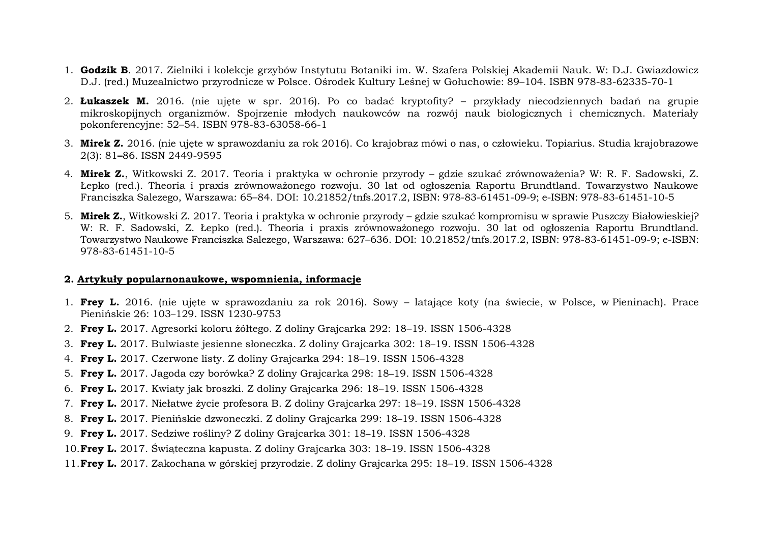1. **Godzik B**. 2017. Zielniki i kolekcje grzybów Instytutu Botaniki im. W. Szafera Polskiej Akademii Nauk. W: D.J. Gwiazdowicz D.J. (red.) Muzealnictwo przyrodnicze w Polsce. Ośrodek Kultury Leśnej w Gołuchowie: 89–104. ISBN 978-83-62335-70-1
2. **Łukaszek M.** 2016. (nie ujęte w spr. 2016). Po co badać kryptofity? – przykłady niecodziennych badań na grupie mikroskopijnych organizmów. Spojrzenie młodych naukowców na rozwój nauk biologicznych i chemicznych. Materiały pokonferencyjne: 52–54. ISBN 978-83-63058-66-1
3. **Mirek Z.** 2016. (nie ujęte w sprawozdaniu za rok 2016). Co krajobraz mówi o nas, o człowieku. Topiarius. Studia krajobrazowe 2(3): 81**–**86. ISSN 2449-9595
4. **Mirek Z.**, Witkowski Z. 2017. Teoria i praktyka w ochronie przyrody – gdzie szukać zrównoważenia? W: R. F. Sadowski, Z. Łepko (red.). Theoria i praxis zrównoważonego rozwoju. 30 lat od ogłoszenia Raportu Brundtland. Towarzystwo Naukowe Franciszka Salezego, Warszawa: 65–84. DOI: 10.21852/tnfs.2017.2, ISBN: 978-83-61451-09-9; e-ISBN: 978-83-61451-10-5
5. **Mirek Z.**, Witkowski Z. 2017. Teoria i praktyka w ochronie przyrody – gdzie szukać kompromisu w sprawie Puszczy Białowieskiej? W: R. F. Sadowski, Z. Łepko (red.). Theoria i praxis zrównoważonego rozwoju. 30 lat od ogłoszenia Raportu Brundtland. Towarzystwo Naukowe Franciszka Salezego, Warszawa: 627–636. DOI: 10.21852/tnfs.2017.2, ISBN: 978-83-61451-09-9; e-ISBN: 978-83-61451-10-5

## 2. Artykuły popularnonaukowe, wspomnienia, informacje

1. **Frey L.** 2016. (nie ujęte w sprawozdaniu za rok 2016). Sowy – latające koty (na świecie, w Polsce, w Pieninach). Prace Pienińskie 26: 103–129. ISSN 1230-9753
2. **Frey L.** 2017. Agresorki koloru żółtego. Z doliny Grajcarka 292: 18–19. ISSN 1506-4328
3. **Frey L.** 2017. Bulwiaste jesienne słoneczka. Z doliny Grajcarka 302: 18–19. ISSN 1506-4328
4. **Frey L.** 2017. Czerwone listy. Z doliny Grajcarka 294: 18–19. ISSN 1506-4328
5. **Frey L.** 2017. Jagoda czy borówka? Z doliny Grajcarka 298: 18–19. ISSN 1506-4328
6. **Frey L.** 2017. Kwiaty jak broszki. Z doliny Grajcarka 296: 18–19. ISSN 1506-4328
7. **Frey L.** 2017. Niełatwe życie profesora B. Z doliny Grajcarka 297: 18–19. ISSN 1506-4328
8. **Frey L.** 2017. Pienińskie dzwoneczki. Z doliny Grajcarka 299: 18–19. ISSN 1506-4328
9. **Frey L.** 2017. Sędziwe rośliny? Z doliny Grajcarka 301: 18–19. ISSN 1506-4328
10. **Frey L.** 2017. Świąteczna kapusta. Z doliny Grajcarka 303: 18–19. ISSN 1506-4328
11. **Frey L.** 2017. Zakochana w górskiej przyrodzie. Z doliny Grajcarka 295: 18–19. ISSN 1506-4328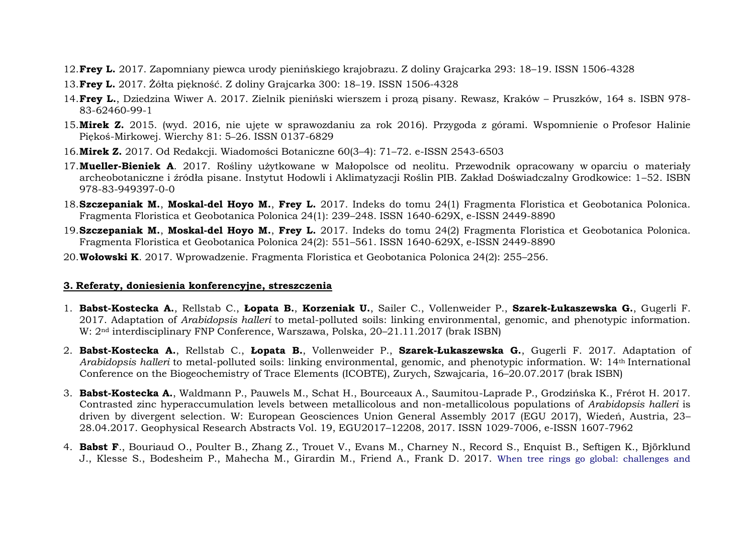12. **Frey L.** 2017. Zapomniany piewca urody pienińskiego krajobrazu. Z doliny Grajcarka 293: 18–19. ISSN 1506-4328
13. **Frey L.** 2017. Żółta piękność. Z doliny Grajcarka 300: 18–19. ISSN 1506-4328
14. **Frey L.**, Dziedzina Wiwer A. 2017. Zielnik pieniński wierszem i prozą pisany. Rewasz, Kraków – Pruszków, 164 s. ISBN 978-83-62460-99-1
15. **Mirek Z.** 2015. (wyd. 2016, nie ujęte w sprawozdaniu za rok 2016). Przygoda z górami. Wspomnienie o Profesor Halinie Piękoś-Mirkowej. Wierchy 81: 5–26. ISSN 0137-6829
16. **Mirek Z.** 2017. Od Redakcji. Wiadomości Botaniczne 60(3–4): 71–72. e-ISSN 2543-6503
17. **Mueller-Bieniek A**. 2017. Rośliny użytkowane w Małopolsce od neolitu. Przewodnik opracowany w oparciu o materiały archeobotaniczne i źródła pisane. Instytut Hodowli i Aklimatyzacji Roślin PIB. Zakład Doświadczalny Grodkowice: 1–52. ISBN 978-83-949397-0-0
18. **Szczepaniak M.**, **Moskal-del Hoyo M.**, **Frey L.** 2017. Indeks do tomu 24(1) Fragmenta Floristica et Geobotanica Polonica. Fragmenta Floristica et Geobotanica Polonica 24(1): 239–248. ISSN 1640-629X, e-ISSN 2449-8890
19. **Szczepaniak M.**, **Moskal-del Hoyo M.**, **Frey L.** 2017. Indeks do tomu 24(2) Fragmenta Floristica et Geobotanica Polonica. Fragmenta Floristica et Geobotanica Polonica 24(2): 551–561. ISSN 1640-629X, e-ISSN 2449-8890
20. **Wołowski K**. 2017. Wprowadzenie. Fragmenta Floristica et Geobotanica Polonica 24(2): 255–256.

## 3. Referaty, doniesienia konferencyjne, streszczenia

1. **Babst-Kostecka A.**, Rellstab C., **Łopata B.**, **Korzeniak U.**, Sailer C., Vollenweider P., **Szarek-Łukaszewska G.**, Gugerli F. 2017. Adaptation of *Arabidopsis halleri* to metal-polluted soils: linking environmental, genomic, and phenotypic information. W: 2nd interdisciplinary FNP Conference, Warszawa, Polska, 20–21.11.2017 (brak ISBN)
2. **Babst-Kostecka A.**, Rellstab C., **Łopata B.**, Vollenweider P., **Szarek-Łukaszewska G.**, Gugerli F. 2017. Adaptation of *Arabidopsis halleri* to metal-polluted soils: linking environmental, genomic, and phenotypic information. W: 14th International Conference on the Biogeochemistry of Trace Elements (ICOBTE), Zurych, Szwajcaria, 16–20.07.2017 (brak ISBN)
3. **Babst-Kostecka A.**, Waldmann P., Pauwels M., Schat H., Bourceaux A., Saumitou-Laprade P., Grodzińska K., Frérot H. 2017. Contrasted zinc hyperaccumulation levels between metallicolous and non-metallicolous populations of *Arabidopsis halleri* is driven by divergent selection. W: European Geosciences Union General Assembly 2017 (EGU 2017), Wiedeń, Austria, 23–28.04.2017. Geophysical Research Abstracts Vol. 19, EGU2017–12208, 2017. ISSN 1029-7006, e-ISSN 1607-7962
4. **Babst F**., Bouriaud O., Poulter B., Zhang Z., Trouet V., Evans M., Charney N., Record S., Enquist B., Seftigen K., Björklund J., Klesse S., Bodesheim P., Mahecha M., Girardin M., Friend A., Frank D. 2017. When tree rings go global: challenges and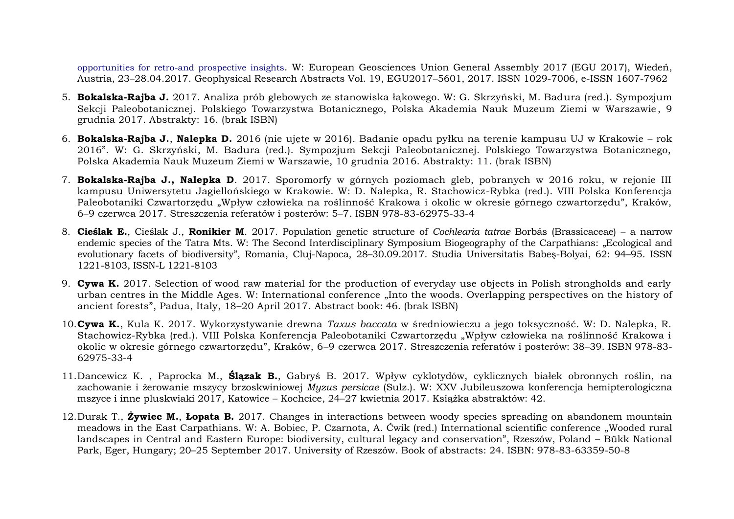opportunities for retro-and prospective insights. W: European Geosciences Union General Assembly 2017 (EGU 2017), Wiedeń, Austria, 23–28.04.2017. Geophysical Research Abstracts Vol. 19, EGU2017–5601, 2017. ISSN 1029-7006, e-ISSN 1607-7962

5. **Bokalska-Rajba J.** 2017. Analiza prób glebowych ze stanowiska łąkowego. W: G. Skrzyński, M. Badura (red.). Sympozjum Sekcji Paleobotanicznej. Polskiego Towarzystwa Botanicznego, Polska Akademia Nauk Muzeum Ziemi w Warszawie, 9 grudnia 2017. Abstrakty: 16. (brak ISBN)

6. **Bokalska-Rajba J.**, **Nalepka D.** 2016 (nie ujęte w 2016). Badanie opadu pyłku na terenie kampusu UJ w Krakowie – rok 2016". W: G. Skrzyński, M. Badura (red.). Sympozjum Sekcji Paleobotanicznej. Polskiego Towarzystwa Botanicznego, Polska Akademia Nauk Muzeum Ziemi w Warszawie, 10 grudnia 2016. Abstrakty: 11. (brak ISBN)

7. **Bokalska-Rajba J., Nalepka D**. 2017. Sporomorfy w górnych poziomach gleb, pobranych w 2016 roku, w rejonie III kampusu Uniwersytetu Jagiellońskiego w Krakowie. W: D. Nalepka, R. Stachowicz-Rybka (red.). VIII Polska Konferencja Paleobotaniki Czwartorzędu „Wpływ człowieka na roślinność Krakowa i okolic w okresie górnego czwartorzędu", Kraków, 6–9 czerwca 2017. Streszczenia referatów i posterów: 5–7. ISBN 978-83-62975-33-4

8. **Cieślak E.**, Cieślak J., **Ronikier M**. 2017. Population genetic structure of *Cochlearia tatrae* Borbás (Brassicaceae) – a narrow endemic species of the Tatra Mts. W: The Second Interdisciplinary Symposium Biogeography of the Carpathians: „Ecological and evolutionary facets of biodiversity", Romania, Cluj-Napoca, 28–30.09.2017. Studia Universitatis Babeş-Bolyai, 62: 94–95. ISSN 1221-8103, ISSN-L 1221-8103

9. **Cywa K.** 2017. Selection of wood raw material for the production of everyday use objects in Polish strongholds and early urban centres in the Middle Ages. W: International conference „Into the woods. Overlapping perspectives on the history of ancient forests", Padua, Italy, 18–20 April 2017. Abstract book: 46. (brak ISBN)

10. **Cywa K.**, Kula K. 2017. Wykorzystywanie drewna *Taxus baccata* w średniowieczu a jego toksyczność. W: D. Nalepka, R. Stachowicz-Rybka (red.). VIII Polska Konferencja Paleobotaniki Czwartorzędu „Wpływ człowieka na roślinność Krakowa i okolic w okresie górnego czwartorzędu", Kraków, 6–9 czerwca 2017. Streszczenia referatów i posterów: 38–39. ISBN 978-83-62975-33-4

11. Dancewicz K. , Paprocka M., **Ślązak B.**, Gabryś B. 2017. Wpływ cyklotydów, cyklicznych białek obronnych roślin, na zachowanie i żerowanie mszycy brzoskwiniowej *Myzus persicae* (Sulz.). W: XXV Jubileuszowa konferencja hemipterologiczna mszyce i inne pluskwiaki 2017, Katowice – Kochcice, 24–27 kwietnia 2017. Książka abstraktów: 42.

12. Durak T., **Żywiec M.**, **Łopata B.** 2017. Changes in interactions between woody species spreading on abandonem mountain meadows in the East Carpathians. W: A. Bobiec, P. Czarnota, A. Ćwik (red.) International scientific conference „Wooded rural landscapes in Central and Eastern Europe: biodiversity, cultural legacy and conservation", Rzeszów, Poland – Bükk National Park, Eger, Hungary; 20–25 September 2017. University of Rzeszów. Book of abstracts: 24. ISBN: 978-83-63359-50-8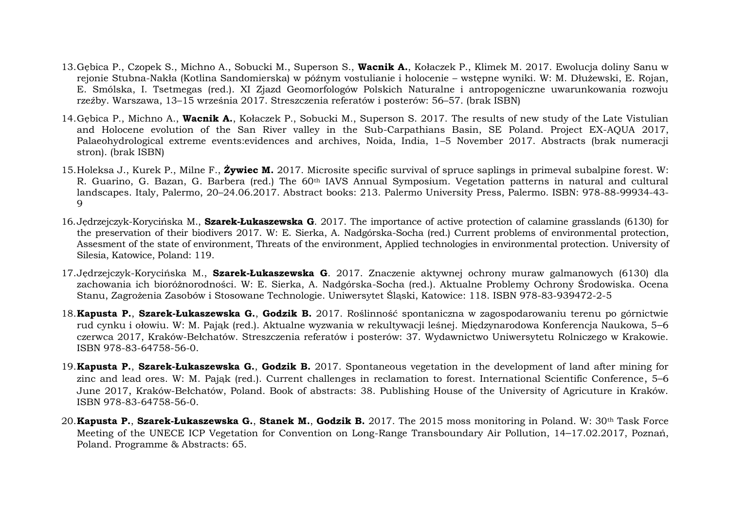13. Gębica P., Czopek S., Michno A., Sobucki M., Superson S., **Wacnik A.**, Kołaczek P., Klimek M. 2017. Ewolucja doliny Sanu w rejonie Stubna-Nakła (Kotlina Sandomierska) w późnym vostulianie i holocenie – wstępne wyniki. W: M. Dłużewski, E. Rojan, E. Smólska, I. Tsetmegas (red.). XI Zjazd Geomorfologów Polskich Naturalne i antropogeniczne uwarunkowania rozwoju rzeźby. Warszawa, 13–15 września 2017. Streszczenia referatów i posterów: 56–57. (brak ISBN)

14. Gębica P., Michno A., **Wacnik A.**, Kołaczek P., Sobucki M., Superson S. 2017. The results of new study of the Late Vistulian and Holocene evolution of the San River valley in the Sub-Carpathians Basin, SE Poland. Project EX-AQUA 2017, Palaeohydrological extreme events:evidences and archives, Noida, India, 1–5 November 2017. Abstracts (brak numeracji stron). (brak ISBN)

15. Holeksa J., Kurek P., Milne F., **Żywiec M.** 2017. Microsite specific survival of spruce saplings in primeval subalpine forest. W: R. Guarino, G. Bazan, G. Barbera (red.) The 60th IAVS Annual Symposium. Vegetation patterns in natural and cultural landscapes. Italy, Palermo, 20–24.06.2017. Abstract books: 213. Palermo University Press, Palermo. ISBN: 978-88-99934-43-9

16. Jędrzejczyk-Korycińska M., **Szarek-Łukaszewska G**. 2017. The importance of active protection of calamine grasslands (6130) for the preservation of their biodivers 2017. W: E. Sierka, A. Nadgórska-Socha (red.) Current problems of environmental protection, Assesment of the state of environment, Threats of the environment, Applied technologies in environmental protection. University of Silesia, Katowice, Poland: 119.

17. Jędrzejczyk-Korycińska M., **Szarek-Łukaszewska G**. 2017. Znaczenie aktywnej ochrony muraw galmanowych (6130) dla zachowania ich bioróżnorodności. W: E. Sierka, A. Nadgórska-Socha (red.). Aktualne Problemy Ochrony Środowiska. Ocena Stanu, Zagrożenia Zasobów i Stosowane Technologie. Uniwersytet Śląski, Katowice: 118. ISBN 978-83-939472-2-5

18. **Kapusta P.**, **Szarek-Łukaszewska G.**, **Godzik B.** 2017. Roślinność spontaniczna w zagospodarowaniu terenu po górnictwie rud cynku i ołowiu. W: M. Pająk (red.). Aktualne wyzwania w rekultywacji leśnej. Międzynarodowa Konferencja Naukowa, 5–6 czerwca 2017, Kraków-Bełchatów. Streszczenia referatów i posterów: 37. Wydawnictwo Uniwersytetu Rolniczego w Krakowie. ISBN 978-83-64758-56-0.

19. **Kapusta P.**, **Szarek-Łukaszewska G.**, **Godzik B.** 2017. Spontaneous vegetation in the development of land after mining for zinc and lead ores. W: M. Pająk (red.). Current challenges in reclamation to forest. International Scientific Conference, 5–6 June 2017, Kraków-Bełchatów, Poland. Book of abstracts: 38. Publishing House of the University of Agricuture in Kraków. ISBN 978-83-64758-56-0.

20. **Kapusta P.**, **Szarek-Łukaszewska G.**, **Stanek M.**, **Godzik B.** 2017. The 2015 moss monitoring in Poland. W: 30th Task Force Meeting of the UNECE ICP Vegetation for Convention on Long-Range Transboundary Air Pollution, 14–17.02.2017, Poznań, Poland. Programme & Abstracts: 65.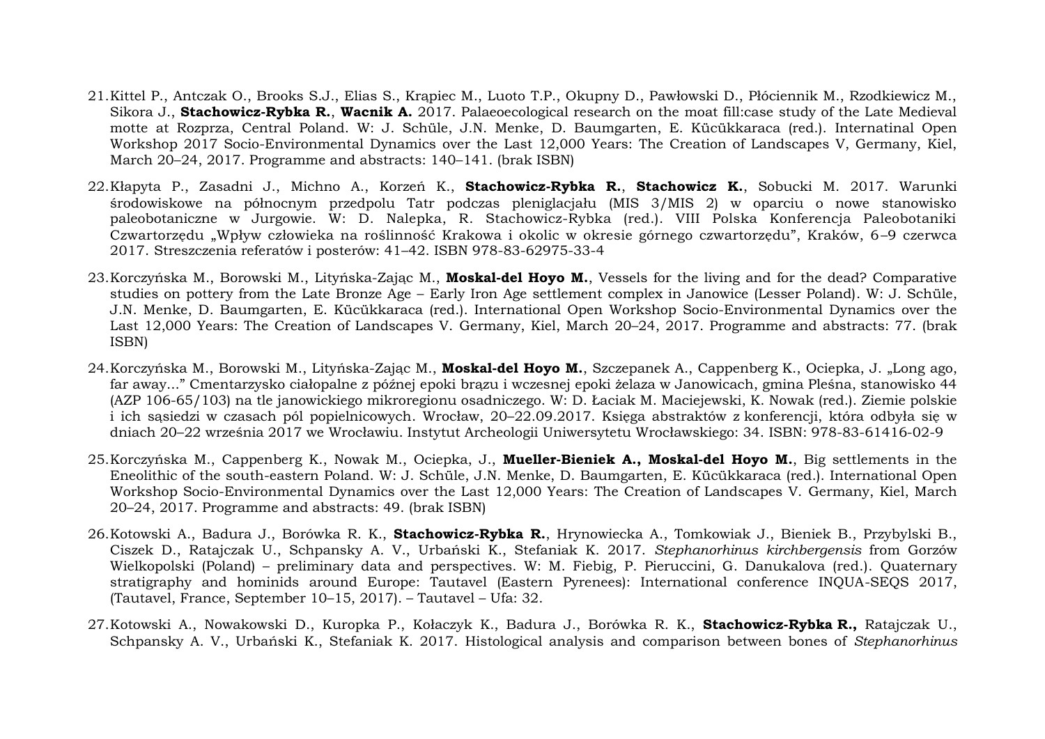21. Kittel P., Antczak O., Brooks S.J., Elias S., Krąpiec M., Luoto T.P., Okupny D., Pawłowski D., Płóciennik M., Rzodkiewicz M., Sikora J., **Stachowicz-Rybka R.**, **Wacnik A.** 2017. Palaeoecological research on the moat fill:case study of the Late Medieval motte at Rozprza, Central Poland. W: J. Schüle, J.N. Menke, D. Baumgarten, E. Kücükkaraca (red.). Internatinal Open Workshop 2017 Socio-Environmental Dynamics over the Last 12,000 Years: The Creation of Landscapes V, Germany, Kiel, March 20–24, 2017. Programme and abstracts: 140–141. (brak ISBN)

22. Kłapyta P., Zasadni J., Michno A., Korzeń K., **Stachowicz-Rybka R.**, **Stachowicz K.**, Sobucki M. 2017. Warunki środowiskowe na północnym przedpolu Tatr podczas pleniglacjału (MIS 3/MIS 2) w oparciu o nowe stanowisko paleobotaniczne w Jurgowie. W: D. Nalepka, R. Stachowicz-Rybka (red.). VIII Polska Konferencja Paleobotaniki Czwartorzędu „Wpływ człowieka na roślinność Krakowa i okolic w okresie górnego czwartorzędu", Kraków, 6–9 czerwca 2017. Streszczenia referatów i posterów: 41–42. ISBN 978-83-62975-33-4

23. Korczyńska M., Borowski M., Lityńska-Zając M., **Moskal-del Hoyo M.**, Vessels for the living and for the dead? Comparative studies on pottery from the Late Bronze Age – Early Iron Age settlement complex in Janowice (Lesser Poland). W: J. Schüle, J.N. Menke, D. Baumgarten, E. Kücükkaraca (red.). International Open Workshop Socio-Environmental Dynamics over the Last 12,000 Years: The Creation of Landscapes V. Germany, Kiel, March 20–24, 2017. Programme and abstracts: 77. (brak ISBN)

24. Korczyńska M., Borowski M., Lityńska-Zając M., **Moskal-del Hoyo M.**, Szczepanek A., Cappenberg K., Ociepka, J. „Long ago, far away..." Cmentarzysko ciałopalne z późnej epoki brązu i wczesnej epoki żelaza w Janowicach, gmina Pleśna, stanowisko 44 (AZP 106-65/103) na tle janowickiego mikroregionu osadniczego. W: D. Łaciak M. Maciejewski, K. Nowak (red.). Ziemie polskie i ich sąsiedzi w czasach pól popielnicowych. Wrocław, 20–22.09.2017. Księga abstraktów z konferencji, która odbyła się w dniach 20–22 września 2017 we Wrocławiu. Instytut Archeologii Uniwersytetu Wrocławskiego: 34. ISBN: 978-83-61416-02-9

25. Korczyńska M., Cappenberg K., Nowak M., Ociepka, J., **Mueller-Bieniek A., Moskal-del Hoyo M.**, Big settlements in the Eneolithic of the south-eastern Poland. W: J. Schüle, J.N. Menke, D. Baumgarten, E. Kücükkaraca (red.). International Open Workshop Socio-Environmental Dynamics over the Last 12,000 Years: The Creation of Landscapes V. Germany, Kiel, March 20–24, 2017. Programme and abstracts: 49. (brak ISBN)

26. Kotowski A., Badura J., Borówka R. K., **Stachowicz-Rybka R.**, Hrynowiecka A., Tomkowiak J., Bieniek B., Przybylski B., Ciszek D., Ratajczak U., Schpansky A. V., Urbański K., Stefaniak K. 2017. *Stephanorhinus kirchbergensis* from Gorzów Wielkopolski (Poland) – preliminary data and perspectives. W: M. Fiebig, P. Pieruccini, G. Danukalova (red.). Quaternary stratigraphy and hominids around Europe: Tautavel (Eastern Pyrenees): International conference INQUA-SEQS 2017, (Tautavel, France, September 10–15, 2017). – Tautavel – Ufa: 32.

27. Kotowski A., Nowakowski D., Kuropka P., Kołaczyk K., Badura J., Borówka R. K., **Stachowicz-Rybka R.,** Ratajczak U., Schpansky A. V., Urbański K., Stefaniak K. 2017. Histological analysis and comparison between bones of *Stephanorhinus*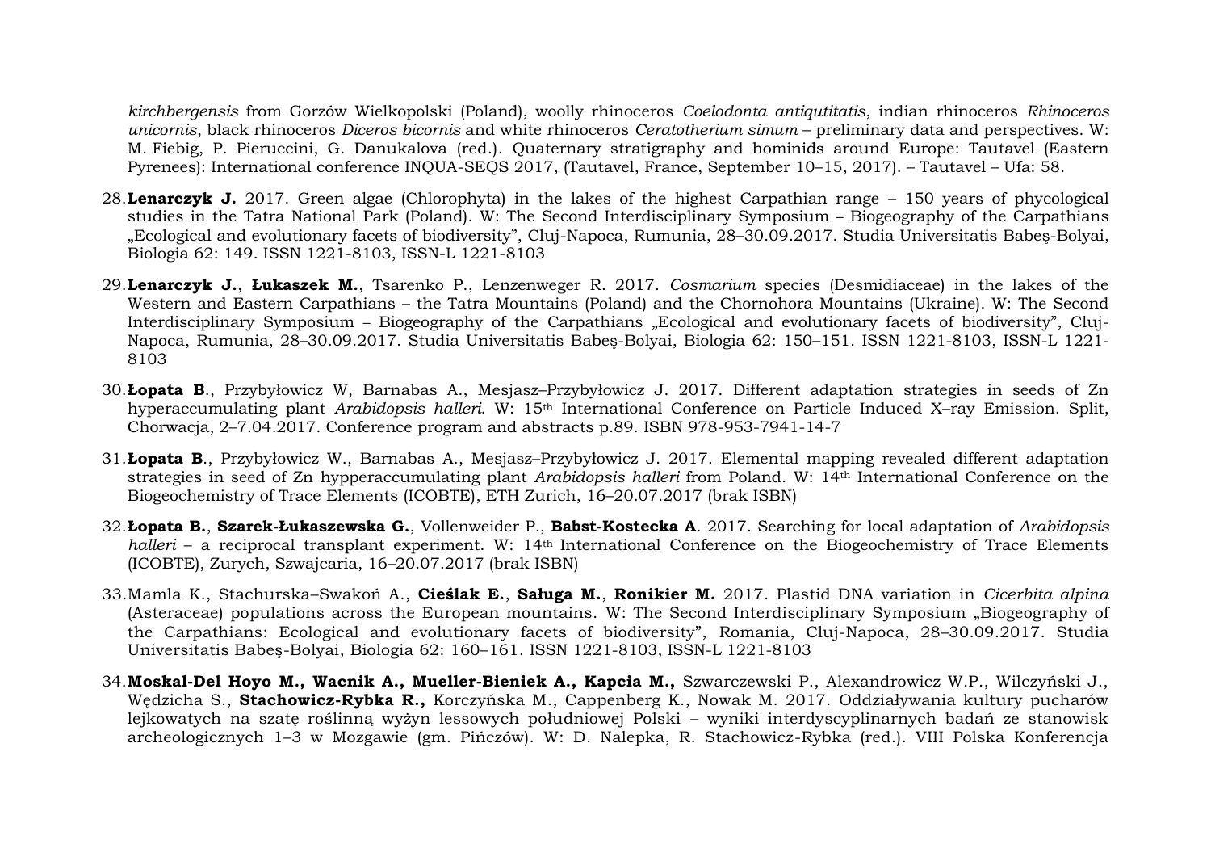*kirchbergensis* from Gorzów Wielkopolski (Poland), woolly rhinoceros *Coelodonta antiqutitatis*, indian rhinoceros *Rhinoceros unicornis*, black rhinoceros *Diceros bicornis* and white rhinoceros *Ceratotherium simum* – preliminary data and perspectives. W: M. Fiebig, P. Pieruccini, G. Danukalova (red.). Quaternary stratigraphy and hominids around Europe: Tautavel (Eastern Pyrenees): International conference INQUA-SEQS 2017, (Tautavel, France, September 10–15, 2017). – Tautavel – Ufa: 58.

28. **Lenarczyk J.** 2017. Green algae (Chlorophyta) in the lakes of the highest Carpathian range – 150 years of phycological studies in the Tatra National Park (Poland). W: The Second Interdisciplinary Symposium – Biogeography of the Carpathians „Ecological and evolutionary facets of biodiversity", Cluj-Napoca, Rumunia, 28–30.09.2017. Studia Universitatis Babeş-Bolyai, Biologia 62: 149. ISSN 1221-8103, ISSN-L 1221-8103

29. **Lenarczyk J.**, **Łukaszek M.**, Tsarenko P., Lenzenweger R. 2017. *Cosmarium* species (Desmidiaceae) in the lakes of the Western and Eastern Carpathians – the Tatra Mountains (Poland) and the Chornohora Mountains (Ukraine). W: The Second Interdisciplinary Symposium – Biogeography of the Carpathians „Ecological and evolutionary facets of biodiversity", Cluj-Napoca, Rumunia, 28–30.09.2017. Studia Universitatis Babeş-Bolyai, Biologia 62: 150–151. ISSN 1221-8103, ISSN-L 1221-8103

30. **Łopata B**., Przybyłowicz W, Barnabas A., Mesjasz–Przybyłowicz J. 2017. Different adaptation strategies in seeds of Zn hyperaccumulating plant *Arabidopsis halleri*. W: 15th International Conference on Particle Induced X–ray Emission. Split, Chorwacja, 2–7.04.2017. Conference program and abstracts p.89. ISBN 978-953-7941-14-7

31. **Łopata B**., Przybyłowicz W., Barnabas A., Mesjasz–Przybyłowicz J. 2017. Elemental mapping revealed different adaptation strategies in seed of Zn hypperaccumulating plant *Arabidopsis halleri* from Poland. W: 14th International Conference on the Biogeochemistry of Trace Elements (ICOBTE), ETH Zurich, 16–20.07.2017 (brak ISBN)

32. **Łopata B.**, **Szarek-Łukaszewska G.**, Vollenweider P., **Babst-Kostecka A**. 2017. Searching for local adaptation of *Arabidopsis halleri* – a reciprocal transplant experiment. W: 14th International Conference on the Biogeochemistry of Trace Elements (ICOBTE), Zurych, Szwajcaria, 16–20.07.2017 (brak ISBN)

33. Mamla K., Stachurska–Swakoń A., **Cieślak E.**, **Saługa M.**, **Ronikier M.** 2017. Plastid DNA variation in *Cicerbita alpina* (Asteraceae) populations across the European mountains. W: The Second Interdisciplinary Symposium „Biogeography of the Carpathians: Ecological and evolutionary facets of biodiversity", Romania, Cluj-Napoca, 28–30.09.2017. Studia Universitatis Babeş-Bolyai, Biologia 62: 160–161. ISSN 1221-8103, ISSN-L 1221-8103

34. **Moskal-Del Hoyo M., Wacnik A., Mueller-Bieniek A., Kapcia M.,** Szwarczewski P., Alexandrowicz W.P., Wilczyński J., Wędzicha S., **Stachowicz-Rybka R.,** Korczyńska M., Cappenberg K., Nowak M. 2017. Oddziaływania kultury pucharów lejkowatych na szatę roślinną wyżyn lessowych południowej Polski – wyniki interdyscyplinarnych badań ze stanowisk archeologicznych 1–3 w Mozgawie (gm. Pińczów). W: D. Nalepka, R. Stachowicz-Rybka (red.). VIII Polska Konferencja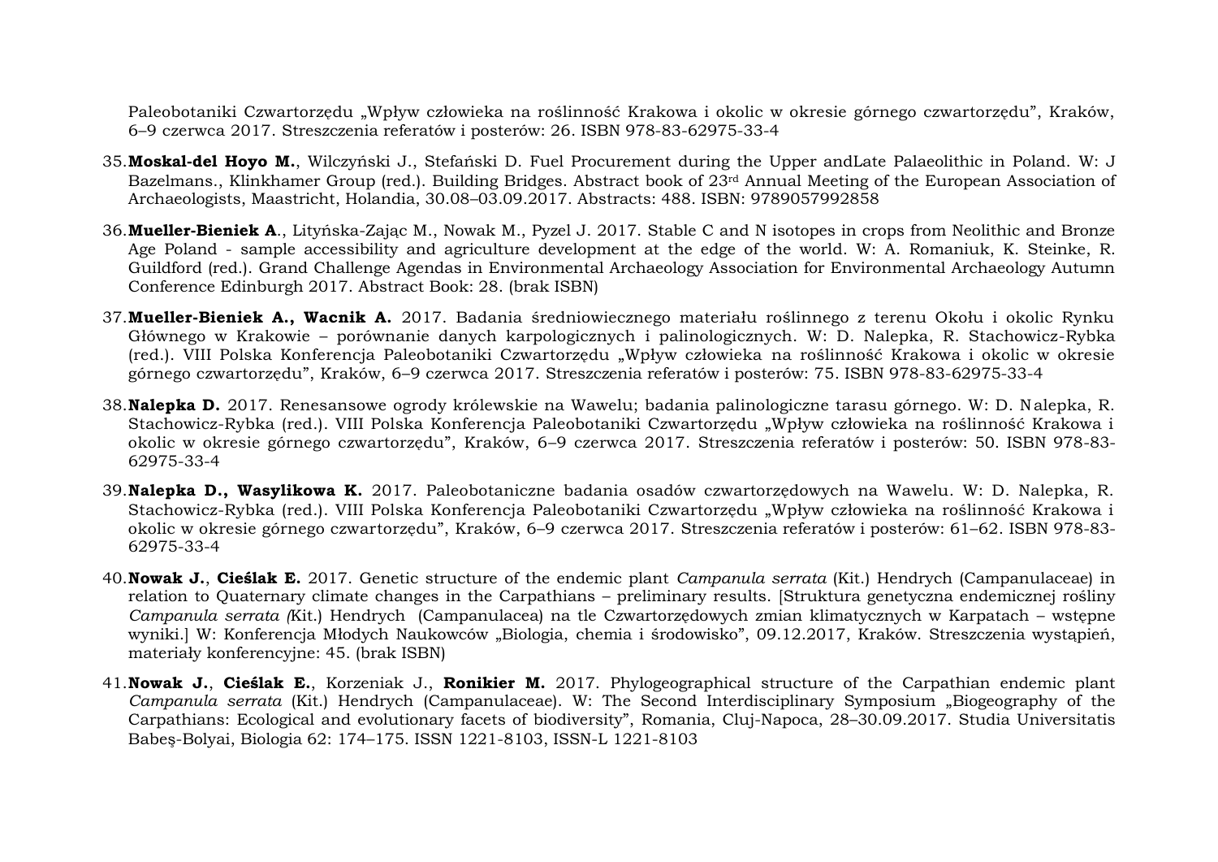Paleobotaniki Czwartorzędu „Wpływ człowieka na roślinność Krakowa i okolic w okresie górnego czwartorzędu", Kraków, 6–9 czerwca 2017. Streszczenia referatów i posterów: 26. ISBN 978-83-62975-33-4

35. **Moskal-del Hoyo M.**, Wilczyński J., Stefański D. Fuel Procurement during the Upper andLate Palaeolithic in Poland. W: J Bazelmans., Klinkhamer Group (red.). Building Bridges. Abstract book of 23rd Annual Meeting of the European Association of Archaeologists, Maastricht, Holandia, 30.08–03.09.2017. Abstracts: 488. ISBN: 9789057992858

36. **Mueller-Bieniek A**., Lityńska-Zając M., Nowak M., Pyzel J. 2017. Stable C and N isotopes in crops from Neolithic and Bronze Age Poland - sample accessibility and agriculture development at the edge of the world. W: A. Romaniuk, K. Steinke, R. Guildford (red.). Grand Challenge Agendas in Environmental Archaeology Association for Environmental Archaeology Autumn Conference Edinburgh 2017. Abstract Book: 28. (brak ISBN)

37. **Mueller-Bieniek A., Wacnik A.** 2017. Badania średniowiecznego materiału roślinnego z terenu Okołu i okolic Rynku Głównego w Krakowie – porównanie danych karpologicznych i palinologicznych. W: D. Nalepka, R. Stachowicz-Rybka (red.). VIII Polska Konferencja Paleobotaniki Czwartorzędu „Wpływ człowieka na roślinność Krakowa i okolic w okresie górnego czwartorzędu", Kraków, 6–9 czerwca 2017. Streszczenia referatów i posterów: 75. ISBN 978-83-62975-33-4

38. **Nalepka D.** 2017. Renesansowe ogrody królewskie na Wawelu; badania palinologiczne tarasu górnego. W: D. Nalepka, R. Stachowicz-Rybka (red.). VIII Polska Konferencja Paleobotaniki Czwartorzędu „Wpływ człowieka na roślinność Krakowa i okolic w okresie górnego czwartorzędu", Kraków, 6–9 czerwca 2017. Streszczenia referatów i posterów: 50. ISBN 978-83-62975-33-4

39. **Nalepka D., Wasylikowa K.** 2017. Paleobotaniczne badania osadów czwartorzędowych na Wawelu. W: D. Nalepka, R. Stachowicz-Rybka (red.). VIII Polska Konferencja Paleobotaniki Czwartorzędu „Wpływ człowieka na roślinność Krakowa i okolic w okresie górnego czwartorzędu", Kraków, 6–9 czerwca 2017. Streszczenia referatów i posterów: 61–62. ISBN 978-83-62975-33-4

40. **Nowak J.**, **Cieślak E.** 2017. Genetic structure of the endemic plant *Campanula serrata* (Kit.) Hendrych (Campanulaceae) in relation to Quaternary climate changes in the Carpathians – preliminary results. [Struktura genetyczna endemicznej rośliny *Campanula serrata (*Kit.) Hendrych (Campanulacea) na tle Czwartorzędowych zmian klimatycznych w Karpatach – wstępne wyniki.] W: Konferencja Młodych Naukowców „Biologia, chemia i środowisko", 09.12.2017, Kraków. Streszczenia wystąpień, materiały konferencyjne: 45. (brak ISBN)

41. **Nowak J.**, **Cieślak E.**, Korzeniak J., **Ronikier M.** 2017. Phylogeographical structure of the Carpathian endemic plant *Campanula serrata* (Kit.) Hendrych (Campanulaceae). W: The Second Interdisciplinary Symposium „Biogeography of the Carpathians: Ecological and evolutionary facets of biodiversity", Romania, Cluj-Napoca, 28–30.09.2017. Studia Universitatis Babeş-Bolyai, Biologia 62: 174–175. ISSN 1221-8103, ISSN-L 1221-8103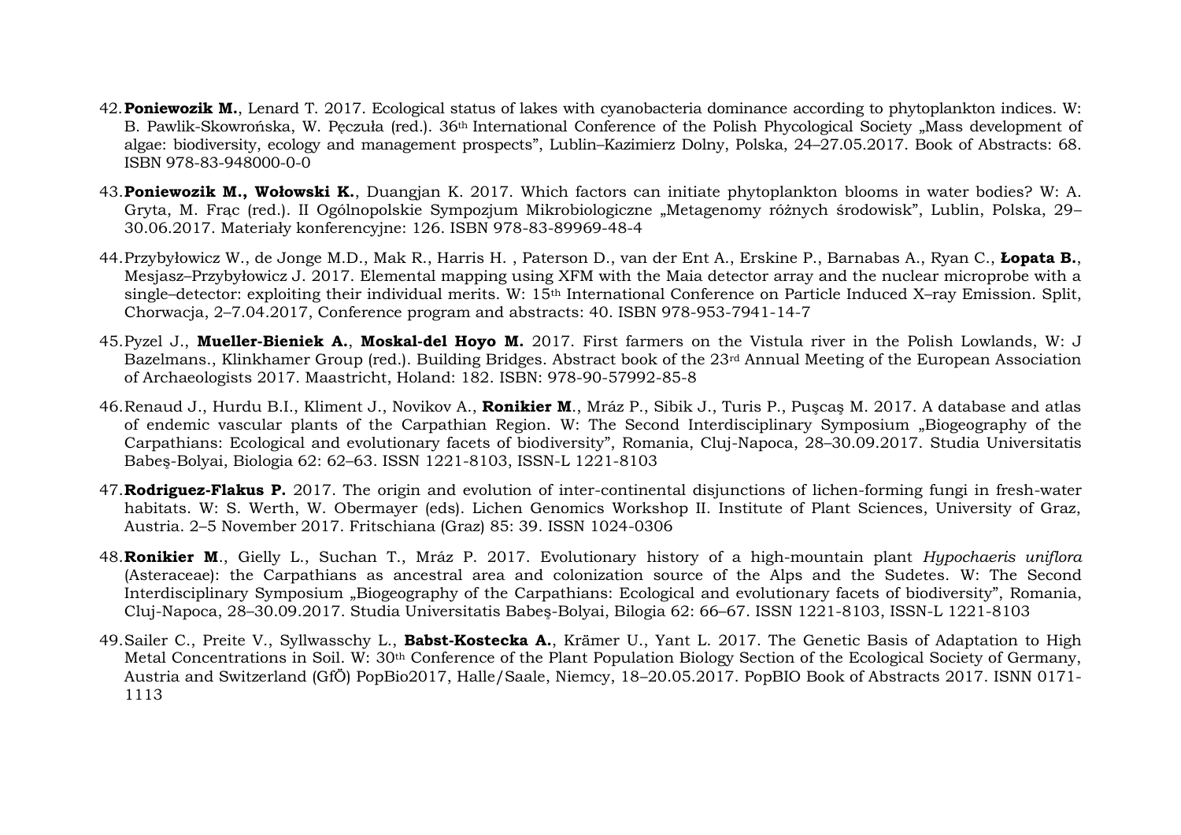42. **Poniewozik M.**, Lenard T. 2017. Ecological status of lakes with cyanobacteria dominance according to phytoplankton indices. W: B. Pawlik-Skowrońska, W. Pęczuła (red.). 36th International Conference of the Polish Phycological Society „Mass development of algae: biodiversity, ecology and management prospects", Lublin–Kazimierz Dolny, Polska, 24–27.05.2017. Book of Abstracts: 68. ISBN 978-83-948000-0-0

43. **Poniewozik M., Wołowski K.**, Duangjan K. 2017. Which factors can initiate phytoplankton blooms in water bodies? W: A. Gryta, M. Frąc (red.). II Ogólnopolskie Sympozjum Mikrobiologiczne „Metagenomy różnych środowisk", Lublin, Polska, 29–30.06.2017. Materiały konferencyjne: 126. ISBN 978-83-89969-48-4

44. Przybyłowicz W., de Jonge M.D., Mak R., Harris H. , Paterson D., van der Ent A., Erskine P., Barnabas A., Ryan C., **Łopata B.**, Mesjasz–Przybyłowicz J. 2017. Elemental mapping using XFM with the Maia detector array and the nuclear microprobe with a single–detector: exploiting their individual merits. W: 15th International Conference on Particle Induced X–ray Emission. Split, Chorwacja, 2–7.04.2017, Conference program and abstracts: 40. ISBN 978-953-7941-14-7

45. Pyzel J., **Mueller-Bieniek A.**, **Moskal-del Hoyo M.** 2017. First farmers on the Vistula river in the Polish Lowlands, W: J Bazelmans., Klinkhamer Group (red.). Building Bridges. Abstract book of the 23rd Annual Meeting of the European Association of Archaeologists 2017. Maastricht, Holand: 182. ISBN: 978-90-57992-85-8

46. Renaud J., Hurdu B.I., Kliment J., Novikov A., **Ronikier M**., Mráz P., Sibik J., Turis P., Puşcaş M. 2017. A database and atlas of endemic vascular plants of the Carpathian Region. W: The Second Interdisciplinary Symposium „Biogeography of the Carpathians: Ecological and evolutionary facets of biodiversity", Romania, Cluj-Napoca, 28–30.09.2017. Studia Universitatis Babeş-Bolyai, Biologia 62: 62–63. ISSN 1221-8103, ISSN-L 1221-8103

47. **Rodriguez-Flakus P.** 2017. The origin and evolution of inter-continental disjunctions of lichen-forming fungi in fresh-water habitats. W: S. Werth, W. Obermayer (eds). Lichen Genomics Workshop II. Institute of Plant Sciences, University of Graz, Austria. 2–5 November 2017. Fritschiana (Graz) 85: 39. ISSN 1024-0306

48. **Ronikier M**., Gielly L., Suchan T., Mráz P. 2017. Evolutionary history of a high-mountain plant *Hypochaeris uniflora* (Asteraceae): the Carpathians as ancestral area and colonization source of the Alps and the Sudetes. W: The Second Interdisciplinary Symposium „Biogeography of the Carpathians: Ecological and evolutionary facets of biodiversity", Romania, Cluj-Napoca, 28–30.09.2017. Studia Universitatis Babeş-Bolyai, Bilogia 62: 66–67. ISSN 1221-8103, ISSN-L 1221-8103

49. Sailer C., Preite V., Syllwasschy L., **Babst-Kostecka A.**, Krämer U., Yant L. 2017. The Genetic Basis of Adaptation to High Metal Concentrations in Soil. W: 30th Conference of the Plant Population Biology Section of the Ecological Society of Germany, Austria and Switzerland (GfÖ) PopBio2017, Halle/Saale, Niemcy, 18–20.05.2017. PopBIO Book of Abstracts 2017. ISNN 0171-1113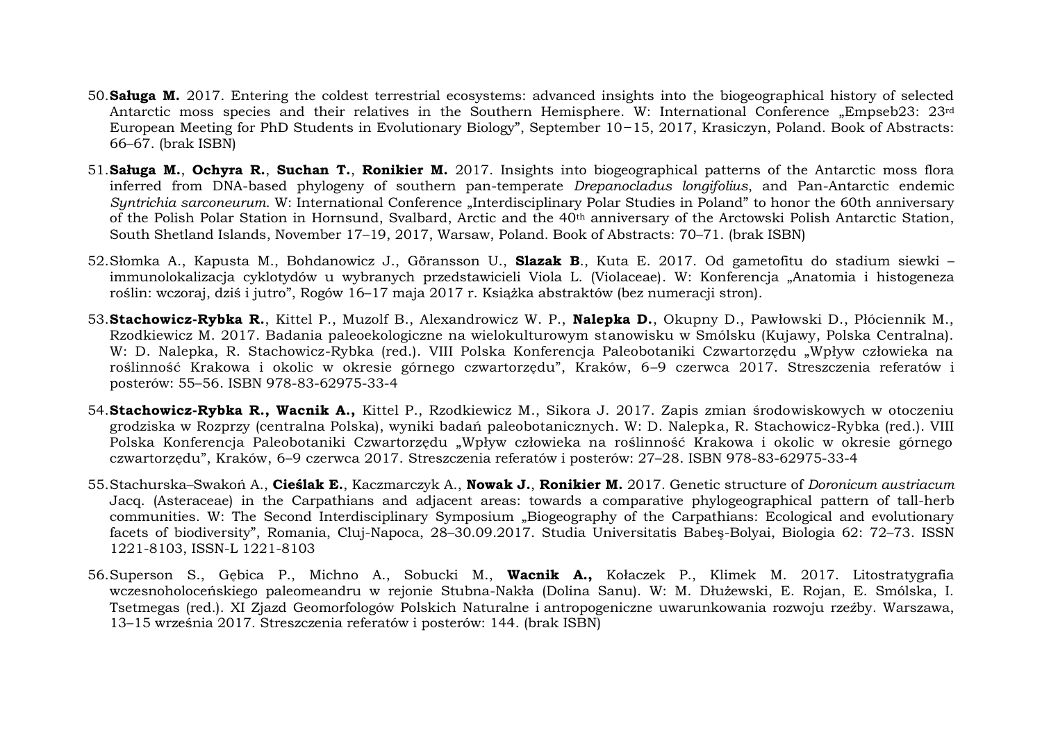50. **Saługa M.** 2017. Entering the coldest terrestrial ecosystems: advanced insights into the biogeographical history of selected Antarctic moss species and their relatives in the Southern Hemisphere. W: International Conference „Empseb23: 23rd European Meeting for PhD Students in Evolutionary Biology", September 10−15, 2017, Krasiczyn, Poland. Book of Abstracts: 66–67. (brak ISBN)

51. **Saługa M.**, **Ochyra R.**, **Suchan T.**, **Ronikier M.** 2017. Insights into biogeographical patterns of the Antarctic moss flora inferred from DNA-based phylogeny of southern pan-temperate *Drepanocladus longifolius*, and Pan-Antarctic endemic *Syntrichia sarconeurum*. W: International Conference „Interdisciplinary Polar Studies in Poland" to honor the 60th anniversary of the Polish Polar Station in Hornsund, Svalbard, Arctic and the 40th anniversary of the Arctowski Polish Antarctic Station, South Shetland Islands, November 17–19, 2017, Warsaw, Poland. Book of Abstracts: 70–71. (brak ISBN)

52. Słomka A., Kapusta M., Bohdanowicz J., Göransson U., **Slazak B**., Kuta E. 2017. Od gametofitu do stadium siewki – immunolokalizacja cyklotydów u wybranych przedstawicieli Viola L. (Violaceae). W: Konferencja „Anatomia i histogeneza roślin: wczoraj, dziś i jutro", Rogów 16–17 maja 2017 r. Książka abstraktów (bez numeracji stron).

53. **Stachowicz-Rybka R.**, Kittel P., Muzolf B., Alexandrowicz W. P., **Nalepka D.**, Okupny D., Pawłowski D., Płóciennik M., Rzodkiewicz M. 2017. Badania paleoekologiczne na wielokulturowym stanowisku w Smólsku (Kujawy, Polska Centralna). W: D. Nalepka, R. Stachowicz-Rybka (red.). VIII Polska Konferencja Paleobotaniki Czwartorzędu „Wpływ człowieka na roślinność Krakowa i okolic w okresie górnego czwartorzędu", Kraków, 6–9 czerwca 2017. Streszczenia referatów i posterów: 55–56. ISBN 978-83-62975-33-4

54. **Stachowicz-Rybka R., Wacnik A.,** Kittel P., Rzodkiewicz M., Sikora J. 2017. Zapis zmian środowiskowych w otoczeniu grodziska w Rozprzy (centralna Polska), wyniki badań paleobotanicznych. W: D. Nalepka, R. Stachowicz-Rybka (red.). VIII Polska Konferencja Paleobotaniki Czwartorzędu „Wpływ człowieka na roślinność Krakowa i okolic w okresie górnego czwartorzędu", Kraków, 6–9 czerwca 2017. Streszczenia referatów i posterów: 27–28. ISBN 978-83-62975-33-4

55. Stachurska–Swakoń A., **Cieślak E.**, Kaczmarczyk A., **Nowak J.**, **Ronikier M.** 2017. Genetic structure of *Doronicum austriacum* Jacq. (Asteraceae) in the Carpathians and adjacent areas: towards a comparative phylogeographical pattern of tall-herb communities. W: The Second Interdisciplinary Symposium „Biogeography of the Carpathians: Ecological and evolutionary facets of biodiversity", Romania, Cluj-Napoca, 28–30.09.2017. Studia Universitatis Babeş-Bolyai, Biologia 62: 72–73. ISSN 1221-8103, ISSN-L 1221-8103

56. Superson S., Gębica P., Michno A., Sobucki M., **Wacnik A.,** Kołaczek P., Klimek M. 2017. Litostratygrafia wczesnoholoceńskiego paleomeandru w rejonie Stubna-Nakła (Dolina Sanu). W: M. Dłużewski, E. Rojan, E. Smólska, I. Tsetmegas (red.). XI Zjazd Geomorfologów Polskich Naturalne i antropogeniczne uwarunkowania rozwoju rzeźby. Warszawa, 13–15 września 2017. Streszczenia referatów i posterów: 144. (brak ISBN)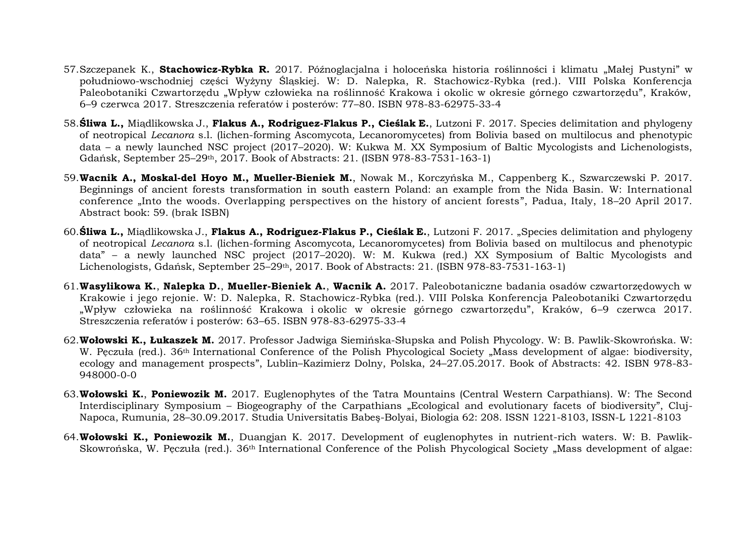57. Szczepanek K., **Stachowicz-Rybka R.** 2017. Późnoglacjalna i holoceńska historia roślinności i klimatu „Małej Pustyni" w południowo-wschodniej części Wyżyny Śląskiej. W: D. Nalepka, R. Stachowicz-Rybka (red.). VIII Polska Konferencja Paleobotaniki Czwartorzędu „Wpływ człowieka na roślinność Krakowa i okolic w okresie górnego czwartorzędu", Kraków, 6–9 czerwca 2017. Streszczenia referatów i posterów: 77–80. ISBN 978-83-62975-33-4

58. **Śliwa L.,** Miądlikowska J., **Flakus A., Rodriguez-Flakus P., Cieślak E.**, Lutzoni F. 2017. Species delimitation and phylogeny of neotropical *Lecanora* s.l. (lichen-forming Ascomycota, Lecanoromycetes) from Bolivia based on multilocus and phenotypic data – a newly launched NSC project (2017–2020). W: Kukwa M. XX Symposium of Baltic Mycologists and Lichenologists, Gdańsk, September 25–29th, 2017. Book of Abstracts: 21. (ISBN 978-83-7531-163-1)

59. **Wacnik A., Moskal-del Hoyo M., Mueller-Bieniek M.**, Nowak M., Korczyńska M., Cappenberg K., Szwarczewski P. 2017. Beginnings of ancient forests transformation in south eastern Poland: an example from the Nida Basin. W: International conference „Into the woods. Overlapping perspectives on the history of ancient forests", Padua, Italy, 18–20 April 2017. Abstract book: 59. (brak ISBN)

60. **Śliwa L.,** Miądlikowska J., **Flakus A., Rodriguez-Flakus P., Cieślak E.**, Lutzoni F. 2017. „Species delimitation and phylogeny of neotropical *Lecanora* s.l. (lichen-forming Ascomycota, Lecanoromycetes) from Bolivia based on multilocus and phenotypic data" – a newly launched NSC project (2017–2020). W: M. Kukwa (red.) XX Symposium of Baltic Mycologists and Lichenologists, Gdańsk, September 25–29th, 2017. Book of Abstracts: 21. (ISBN 978-83-7531-163-1)

61. **Wasylikowa K.**, **Nalepka D.**, **Mueller-Bieniek A.**, **Wacnik A.** 2017. Paleobotaniczne badania osadów czwartorzędowych w Krakowie i jego rejonie. W: D. Nalepka, R. Stachowicz-Rybka (red.). VIII Polska Konferencja Paleobotaniki Czwartorzędu „Wpływ człowieka na roślinność Krakowa i okolic w okresie górnego czwartorzędu", Kraków, 6–9 czerwca 2017. Streszczenia referatów i posterów: 63–65. ISBN 978-83-62975-33-4

62. **Wołowski K., Łukaszek M.** 2017. Professor Jadwiga Siemińska-Słupska and Polish Phycology. W: B. Pawlik-Skowrońska. W: W. Pęczuła (red.). 36th International Conference of the Polish Phycological Society „Mass development of algae: biodiversity, ecology and management prospects", Lublin–Kazimierz Dolny, Polska, 24–27.05.2017. Book of Abstracts: 42. ISBN 978-83-948000-0-0

63. **Wołowski K.**, **Poniewozik M.** 2017. Euglenophytes of the Tatra Mountains (Central Western Carpathians). W: The Second Interdisciplinary Symposium – Biogeography of the Carpathians „Ecological and evolutionary facets of biodiversity", Cluj-Napoca, Rumunia, 28–30.09.2017. Studia Universitatis Babeş-Bolyai, Biologia 62: 208. ISSN 1221-8103, ISSN-L 1221-8103

64. **Wołowski K., Poniewozik M.**, Duangjan K. 2017. Development of euglenophytes in nutrient-rich waters. W: B. Pawlik-Skowrońska, W. Pęczuła (red.). 36th International Conference of the Polish Phycological Society „Mass development of algae: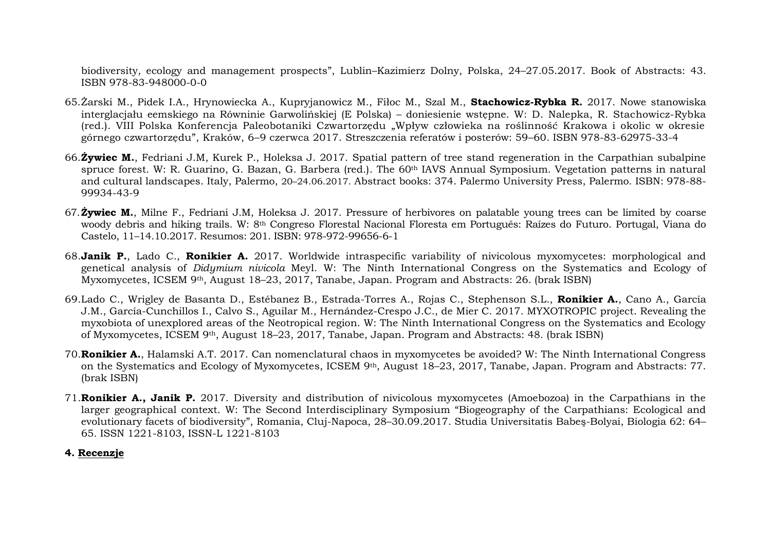biodiversity, ecology and management prospects", Lublin–Kazimierz Dolny, Polska, 24–27.05.2017. Book of Abstracts: 43. ISBN 978-83-948000-0-0

65. Żarski M., Pidek I.A., Hrynowiecka A., Kupryjanowicz M., Fiłoc M., Szal M., **Stachowicz-Rybka R.** 2017. Nowe stanowiska interglacjału eemskiego na Równinie Garwolińskiej (E Polska) – doniesienie wstępne. W: D. Nalepka, R. Stachowicz-Rybka (red.). VIII Polska Konferencja Paleobotaniki Czwartorzędu „Wpływ człowieka na roślinność Krakowa i okolic w okresie górnego czwartorzędu", Kraków, 6–9 czerwca 2017. Streszczenia referatów i posterów: 59–60. ISBN 978-83-62975-33-4

66. **Żywiec M.**, Fedriani J.M, Kurek P., Holeksa J. 2017. Spatial pattern of tree stand regeneration in the Carpathian subalpine spruce forest. W: R. Guarino, G. Bazan, G. Barbera (red.). The 60th IAVS Annual Symposium. Vegetation patterns in natural and cultural landscapes. Italy, Palermo, 20–24.06.2017. Abstract books: 374. Palermo University Press, Palermo. ISBN: 978-88-99934-43-9

67. **Żywiec M.**, Milne F., Fedriani J.M, Holeksa J. 2017. Pressure of herbivores on palatable young trees can be limited by coarse woody debris and hiking trails. W: 8th Congreso Florestal Nacional Floresta em Português: Raízes do Futuro. Portugal, Viana do Castelo, 11–14.10.2017. Resumos: 201. ISBN: 978-972-99656-6-1

68. **Janik P.**, Lado C., **Ronikier A.** 2017. Worldwide intraspecific variability of nivicolous myxomycetes: morphological and genetical analysis of *Didymium nivicola* Meyl. W: The Ninth International Congress on the Systematics and Ecology of Myxomycetes, ICSEM 9th, August 18–23, 2017, Tanabe, Japan. Program and Abstracts: 26. (brak ISBN)

69. Lado C., Wrigley de Basanta D., Estébanez B., Estrada-Torres A., Rojas C., Stephenson S.L., **Ronikier A.**, Cano A., García J.M., García-Cunchillos I., Calvo S., Aguilar M., Hernández-Crespo J.C., de Mier C. 2017. MYXOTROPIC project. Revealing the myxobiota of unexplored areas of the Neotropical region. W: The Ninth International Congress on the Systematics and Ecology of Myxomycetes, ICSEM 9th, August 18–23, 2017, Tanabe, Japan. Program and Abstracts: 48. (brak ISBN)

70. **Ronikier A.**, Halamski A.T. 2017. Can nomenclatural chaos in myxomycetes be avoided? W: The Ninth International Congress on the Systematics and Ecology of Myxomycetes, ICSEM 9th, August 18–23, 2017, Tanabe, Japan. Program and Abstracts: 77. (brak ISBN)

71. **Ronikier A., Janik P.** 2017. Diversity and distribution of nivicolous myxomycetes (Amoebozoa) in the Carpathians in the larger geographical context. W: The Second Interdisciplinary Symposium "Biogeography of the Carpathians: Ecological and evolutionary facets of biodiversity", Romania, Cluj-Napoca, 28–30.09.2017. Studia Universitatis Babeş-Bolyai, Biologia 62: 64–65. ISSN 1221-8103, ISSN-L 1221-8103

**4. Recenzje**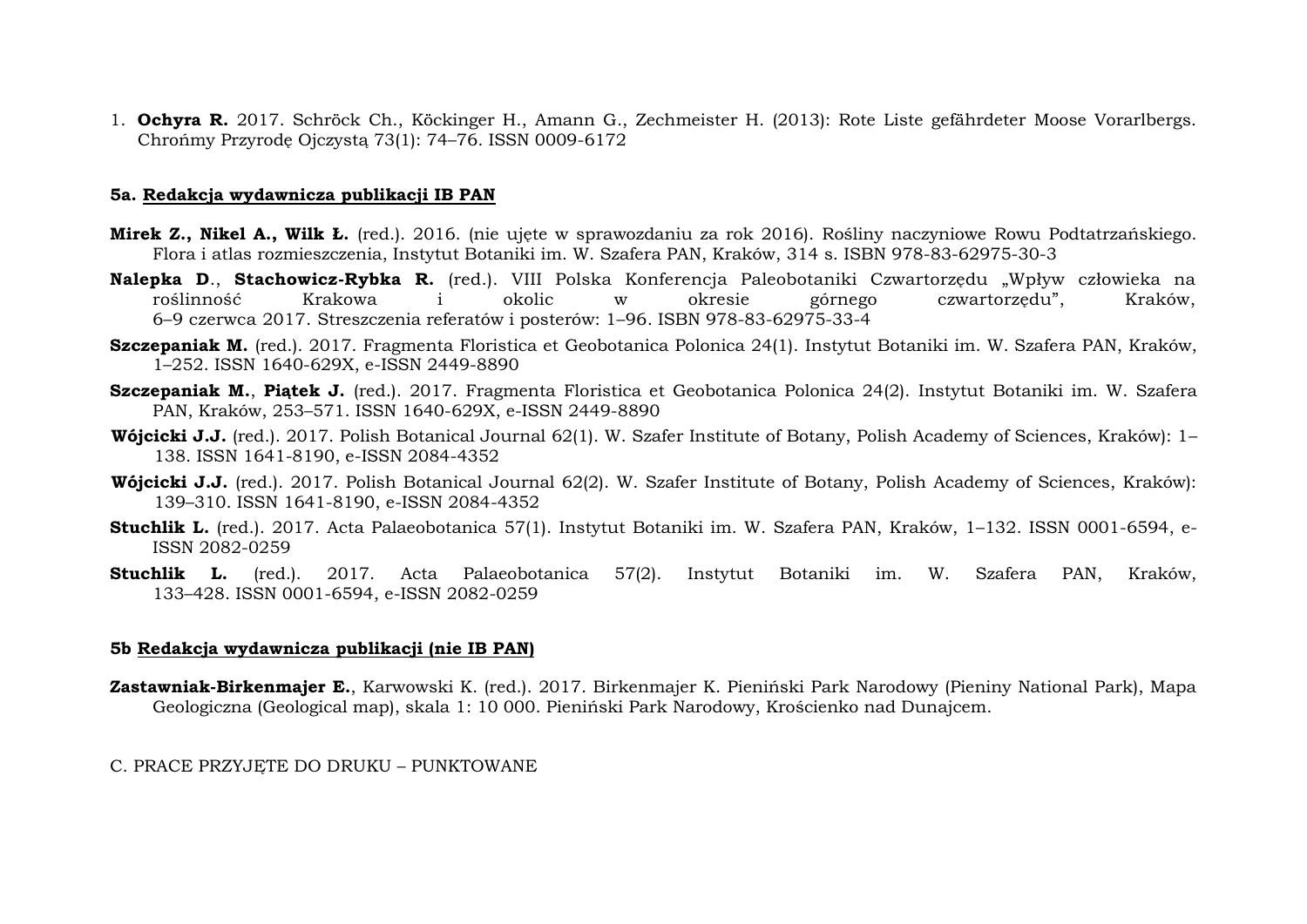1. **Ochyra R.** 2017. Schröck Ch., Köckinger H., Amann G., Zechmeister H. (2013): Rote Liste gefährdeter Moose Vorarlbergs. Chrońmy Przyrodę Ojczystą 73(1): 74–76. ISSN 0009-6172

#### 5a. Redakcja wydawnicza publikacji IB PAN

**Mirek Z., Nikel A., Wilk Ł.** (red.). 2016. (nie ujęte w sprawozdaniu za rok 2016). Rośliny naczyniowe Rowu Podtatrzańskiego. Flora i atlas rozmieszczenia, Instytut Botaniki im. W. Szafera PAN, Kraków, 314 s. ISBN 978-83-62975-30-3

**Nalepka D**., **Stachowicz-Rybka R.** (red.). VIII Polska Konferencja Paleobotaniki Czwartorzędu „Wpływ człowieka na roślinność Krakowa i okolic w okresie górnego czwartorzędu", Kraków, 6–9 czerwca 2017. Streszczenia referatów i posterów: 1–96. ISBN 978-83-62975-33-4

**Szczepaniak M.** (red.). 2017. Fragmenta Floristica et Geobotanica Polonica 24(1). Instytut Botaniki im. W. Szafera PAN, Kraków, 1–252. ISSN 1640-629X, e-ISSN 2449-8890

**Szczepaniak M.**, **Piątek J.** (red.). 2017. Fragmenta Floristica et Geobotanica Polonica 24(2). Instytut Botaniki im. W. Szafera PAN, Kraków, 253–571. ISSN 1640-629X, e-ISSN 2449-8890

**Wójcicki J.J.** (red.). 2017. Polish Botanical Journal 62(1). W. Szafer Institute of Botany, Polish Academy of Sciences, Kraków): 1–138. ISSN 1641-8190, e-ISSN 2084-4352

**Wójcicki J.J.** (red.). 2017. Polish Botanical Journal 62(2). W. Szafer Institute of Botany, Polish Academy of Sciences, Kraków): 139–310. ISSN 1641-8190, e-ISSN 2084-4352

**Stuchlik L.** (red.). 2017. Acta Palaeobotanica 57(1). Instytut Botaniki im. W. Szafera PAN, Kraków, 1–132. ISSN 0001-6594, e-ISSN 2082-0259

**Stuchlik L.** (red.). 2017. Acta Palaeobotanica 57(2). Instytut Botaniki im. W. Szafera PAN, Kraków, 133–428. ISSN 0001-6594, e-ISSN 2082-0259

#### 5b Redakcja wydawnicza publikacji (nie IB PAN)

**Zastawniak-Birkenmajer E.**, Karwowski K. (red.). 2017. Birkenmajer K. Pieniński Park Narodowy (Pieniny National Park), Mapa Geologiczna (Geological map), skala 1: 10 000. Pieniński Park Narodowy, Krościenko nad Dunajcem.

C. PRACE PRZYJĘTE DO DRUKU – PUNKTOWANE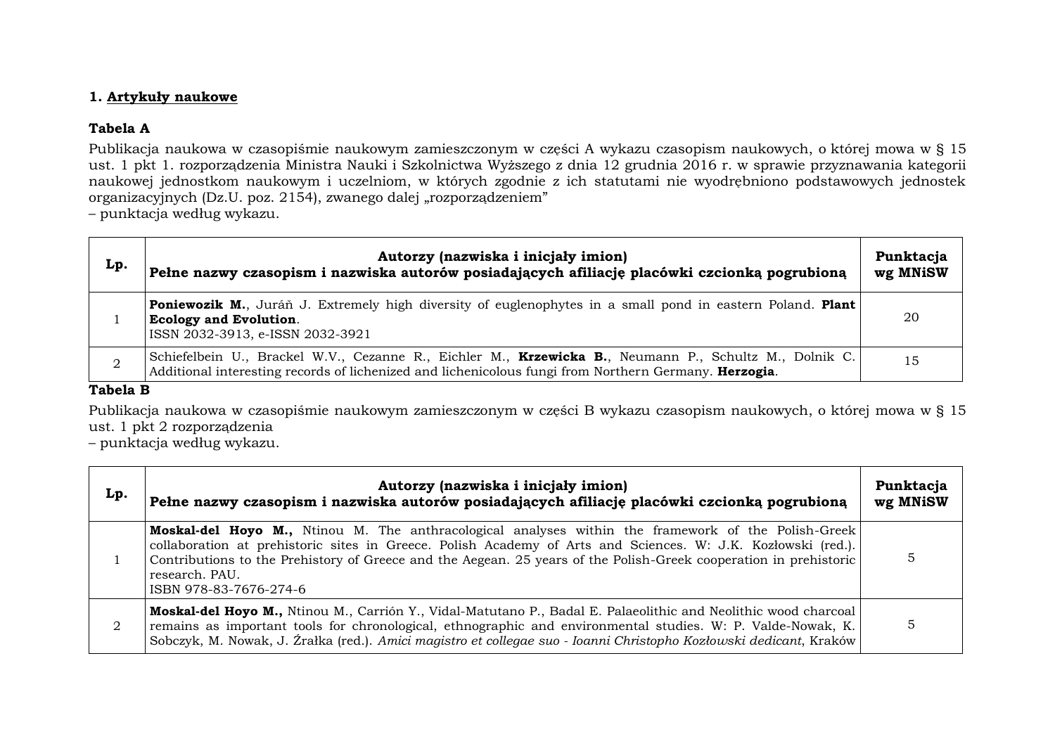**1. <u>Artykuły naukowe</u>**

**Tabela A**

Publikacja naukowa w czasopiśmie naukowym zamieszczonym w części A wykazu czasopism naukowych, o której mowa w § 15 ust. 1 pkt 1. rozporządzenia Ministra Nauki i Szkolnictwa Wyższego z dnia 12 grudnia 2016 r. w sprawie przyznawania kategorii naukowej jednostkom naukowym i uczelniom, w których zgodnie z ich statutami nie wyodrębniono podstawowych jednostek organizacyjnych (Dz.U. poz. 2154), zwanego dalej „rozporządzeniem"
– punktacja według wykazu.

| Lp. | Autorzy (nazwiska i inicjały imion)<br>Pełne nazwy czasopism i nazwiska autorów posiadających afiliację placówki czcionką pogrubioną | Punktacja wg MNiSW |
|---|---|---|
| 1 | **Poniewozik M.**, Juráň J. Extremely high diversity of euglenophytes in a small pond in eastern Poland. **Plant Ecology and Evolution**.<br>ISSN 2032-3913, e-ISSN 2032-3921 | 20 |
| 2 | Schiefelbein U., Brackel W.V., Cezanne R., Eichler M., **Krzewicka B.**, Neumann P., Schultz M., Dolnik C. Additional interesting records of lichenized and lichenicolous fungi from Northern Germany. **Herzogia**. | 15 |

**Tabela B**

Publikacja naukowa w czasopiśmie naukowym zamieszczonym w części B wykazu czasopism naukowych, o której mowa w § 15 ust. 1 pkt 2 rozporządzenia
– punktacja według wykazu.

| Lp. | Autorzy (nazwiska i inicjały imion)<br>Pełne nazwy czasopism i nazwiska autorów posiadających afiliację placówki czcionką pogrubioną | Punktacja wg MNiSW |
|---|---|---|
| 1 | **Moskal-del Hoyo M.,** Ntinou M. The anthracological analyses within the framework of the Polish-Greek collaboration at prehistoric sites in Greece. Polish Academy of Arts and Sciences. W: J.K. Kozłowski (red.). Contributions to the Prehistory of Greece and the Aegean. 25 years of the Polish-Greek cooperation in prehistoric research. PAU.<br>ISBN 978-83-7676-274-6 | 5 |
| 2 | **Moskal-del Hoyo M.,** Ntinou M., Carrión Y., Vidal-Matutano P., Badal E. Palaeolithic and Neolithic wood charcoal remains as important tools for chronological, ethnographic and environmental studies. W: P. Valde-Nowak, K. Sobczyk, M. Nowak, J. Źrałka (red.). *Amici magistro et collegae suo - Ioanni Christopho Kozłowski dedicant*, Kraków | 5 |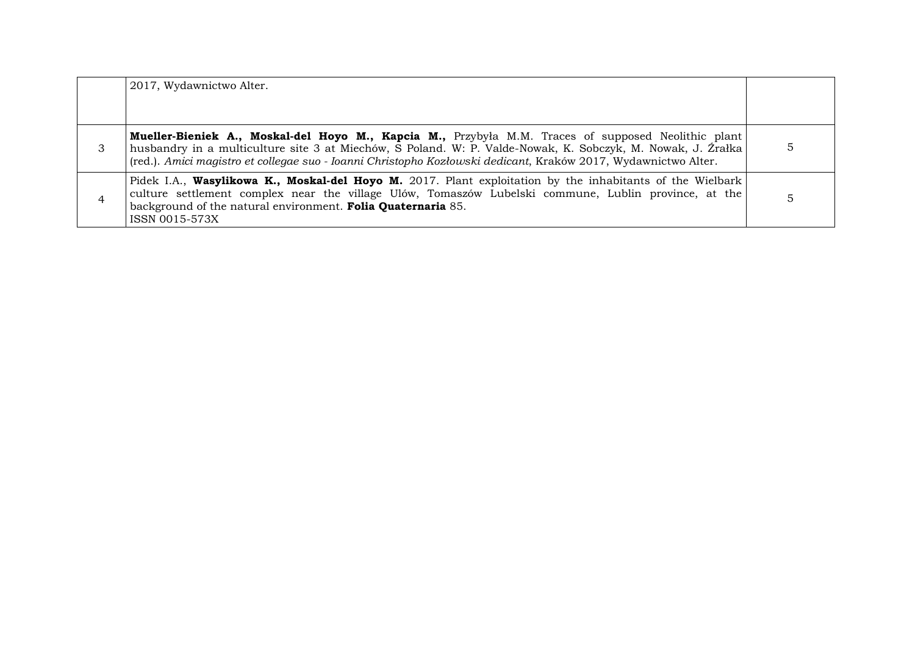| | | |
|---|---|---|
| | 2017, Wydawnictwo Alter. | |
| 3 | **Mueller-Bieniek A., Moskal-del Hoyo M., Kapcia M.,** Przybyła M.M. Traces of supposed Neolithic plant husbandry in a multiculture site 3 at Miechów, S Poland. W: P. Valde-Nowak, K. Sobczyk, M. Nowak, J. Źrałka (red.). *Amici magistro et collegae suo - Ioanni Christopho Kozłowski dedicant*, Kraków 2017, Wydawnictwo Alter. | 5 |
| 4 | Pidek I.A., **Wasylikowa K., Moskal-del Hoyo M.** 2017. Plant exploitation by the inhabitants of the Wielbark culture settlement complex near the village Ulów, Tomaszów Lubelski commune, Lublin province, at the background of the natural environment. **Folia Quaternaria** 85. ISSN 0015-573X | 5 |